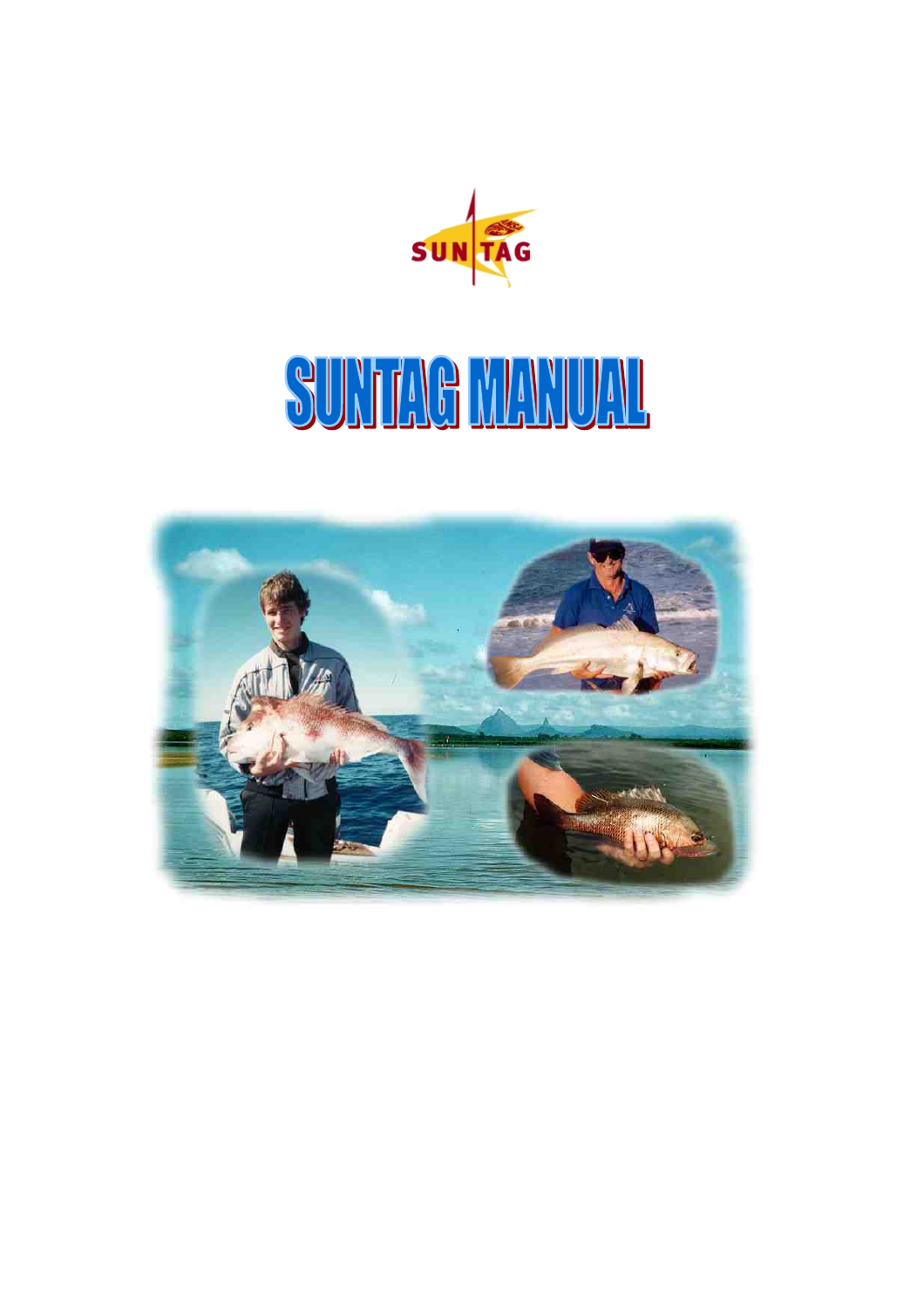# SUNTAG MANUAL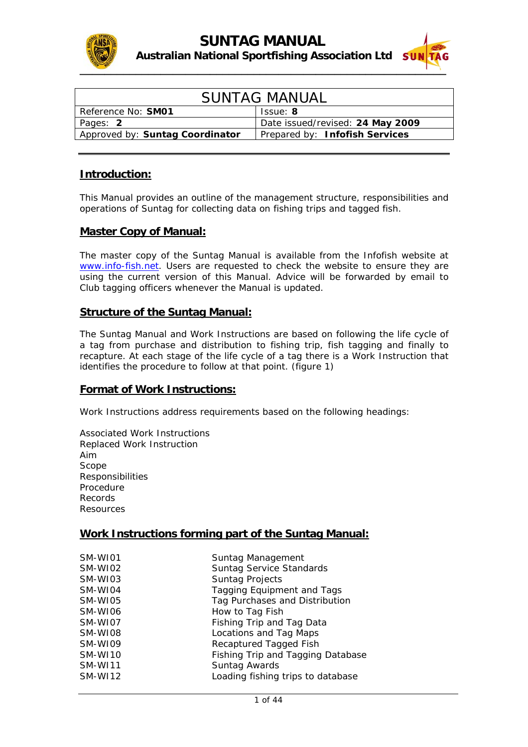# SUNTAG MANUAL

**Australian National Sportfishing Association Ltd**

| SUNTAG MANUAL | |
|---|---|
| Reference No: **SM01** | Issue: **8** |
| Pages: **2** | Date issued/revised: **24 May 2009** |
| Approved by: **Suntag Coordinator** | Prepared by: **Infofish Services** |

## Introduction:

This Manual provides an outline of the management structure, responsibilities and operations of Suntag for collecting data on fishing trips and tagged fish.

## Master Copy of Manual:

The master copy of the Suntag Manual is available from the Infofish website at www.info-fish.net. Users are requested to check the website to ensure they are using the current version of this Manual. Advice will be forwarded by email to Club tagging officers whenever the Manual is updated.

## Structure of the Suntag Manual:

The Suntag Manual and Work Instructions are based on following the life cycle of a tag from purchase and distribution to fishing trip, fish tagging and finally to recapture. At each stage of the life cycle of a tag there is a Work Instruction that identifies the procedure to follow at that point. (figure 1)

## Format of Work Instructions:

Work Instructions address requirements based on the following headings:

Associated Work Instructions
Replaced Work Instruction
Aim
Scope
Responsibilities
Procedure
Records
Resources

## Work Instructions forming part of the Suntag Manual:

| | |
|---|---|
| SM-WI01 | Suntag Management |
| SM-WI02 | Suntag Service Standards |
| SM-WI03 | Suntag Projects |
| SM-WI04 | Tagging Equipment and Tags |
| SM-WI05 | Tag Purchases and Distribution |
| SM-WI06 | How to Tag Fish |
| SM-WI07 | Fishing Trip and Tag Data |
| SM-WI08 | Locations and Tag Maps |
| SM-WI09 | Recaptured Tagged Fish |
| SM-WI10 | Fishing Trip and Tagging Database |
| SM-WI11 | Suntag Awards |
| SM-WI12 | Loading fishing trips to database |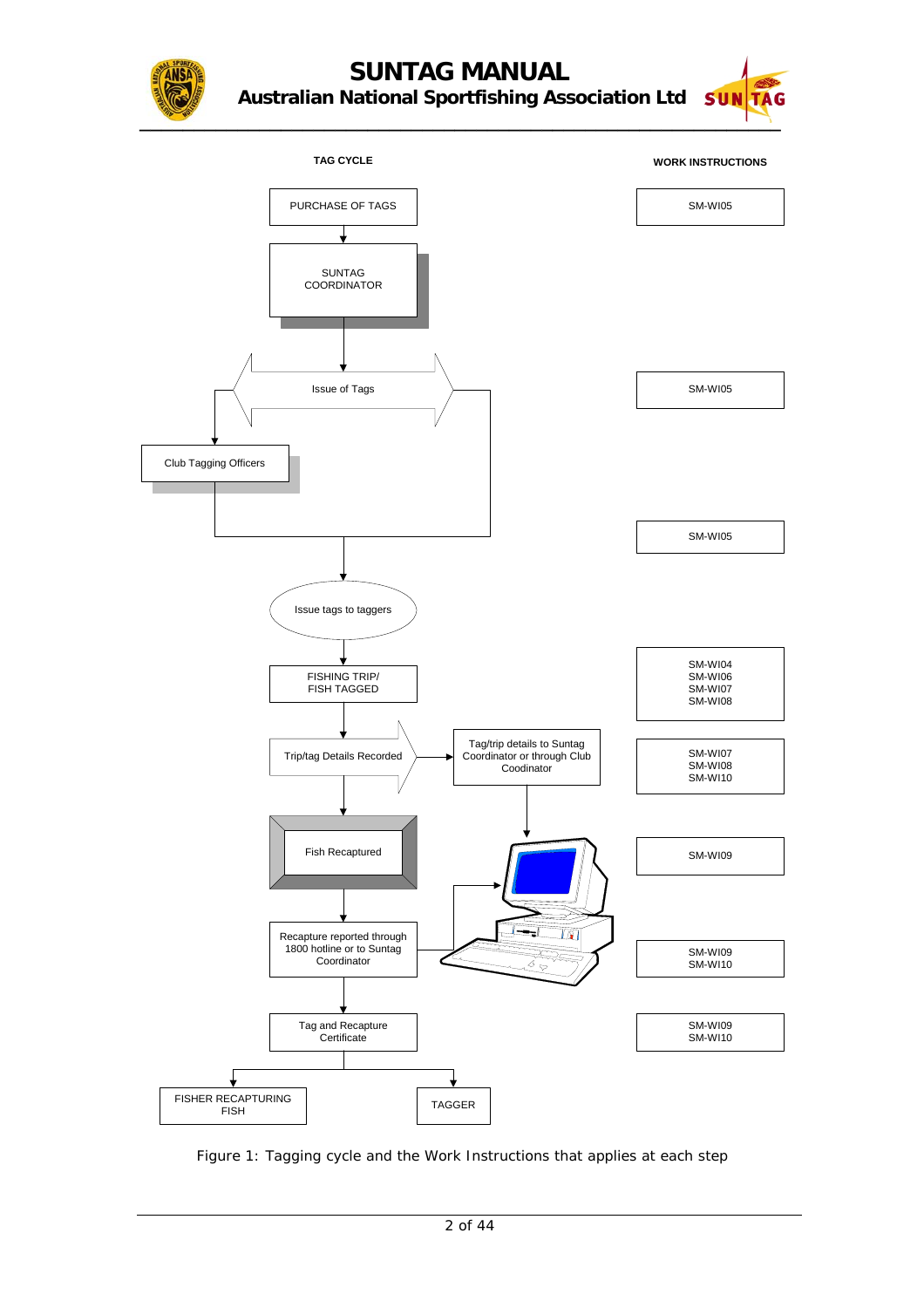| TAG CYCLE | WORK INSTRUCTIONS |
| --- | --- |
| PURCHASE OF TAGS | SM-WI05 |
| SUNTAG COORDINATOR | |
| Issue of Tags | SM-WI05 |
| Club Tagging Officers | |
| | SM-WI05 |
| Issue tags to taggers | |
| FISHING TRIP/ FISH TAGGED | SM-WI04 SM-WI06 SM-WI07 SM-WI08 |
| Trip/tag Details Recorded → Tag/trip details to Suntag Coordinator or through Club Coodinator | SM-WI07 SM-WI08 SM-WI10 |
| Fish Recaptured | SM-WI09 |
| Recapture reported through 1800 hotline or to Suntag Coordinator | SM-WI09 SM-WI10 |
| Tag and Recapture Certificate | SM-WI09 SM-WI10 |
| FISHER RECAPTURING FISH / TAGGER | |

Figure 1: Tagging cycle and the Work Instructions that applies at each step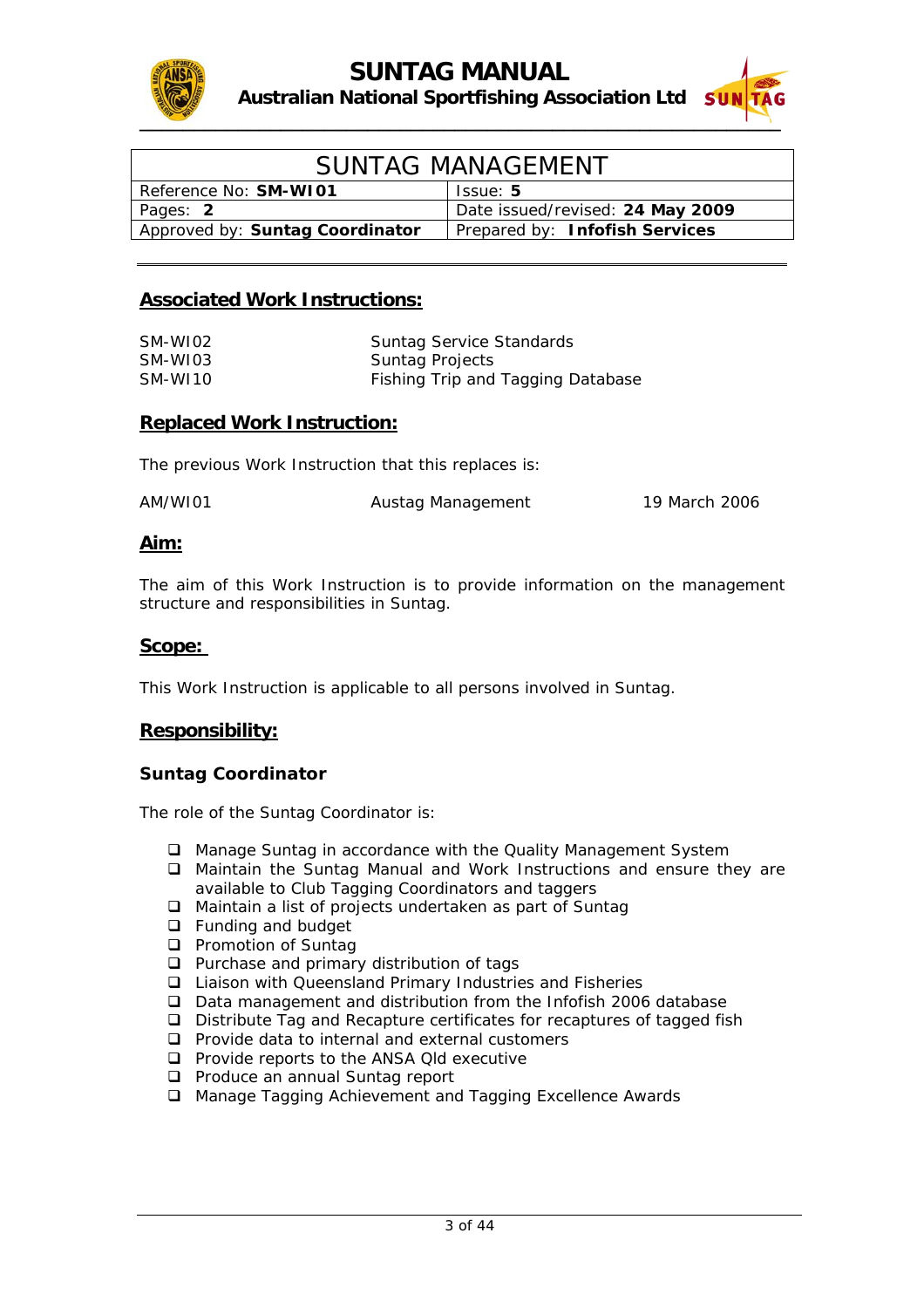# SUNTAG MANAGEMENT

| Reference No: **SM-WI01** | Issue: **5** |
|---|---|
| Pages: **2** | Date issued/revised: **24 May 2009** |
| Approved by: **Suntag Coordinator** | Prepared by: **Infofish Services** |

## Associated Work Instructions:

| | |
|---|---|
| SM-WI02 | Suntag Service Standards |
| SM-WI03 | Suntag Projects |
| SM-WI10 | Fishing Trip and Tagging Database |

## Replaced Work Instruction:

The previous Work Instruction that this replaces is:

| | | |
|---|---|---|
| AM/WI01 | Austag Management | 19 March 2006 |

## Aim:

The aim of this Work Instruction is to provide information on the management structure and responsibilities in Suntag.

## Scope:

This Work Instruction is applicable to all persons involved in Suntag.

## Responsibility:

### Suntag Coordinator

The role of the Suntag Coordinator is:

- Manage Suntag in accordance with the Quality Management System
- Maintain the Suntag Manual and Work Instructions and ensure they are available to Club Tagging Coordinators and taggers
- Maintain a list of projects undertaken as part of Suntag
- Funding and budget
- Promotion of Suntag
- Purchase and primary distribution of tags
- Liaison with Queensland Primary Industries and Fisheries
- Data management and distribution from the Infofish 2006 database
- Distribute Tag and Recapture certificates for recaptures of tagged fish
- Provide data to internal and external customers
- Provide reports to the ANSA Qld executive
- Produce an annual Suntag report
- Manage Tagging Achievement and Tagging Excellence Awards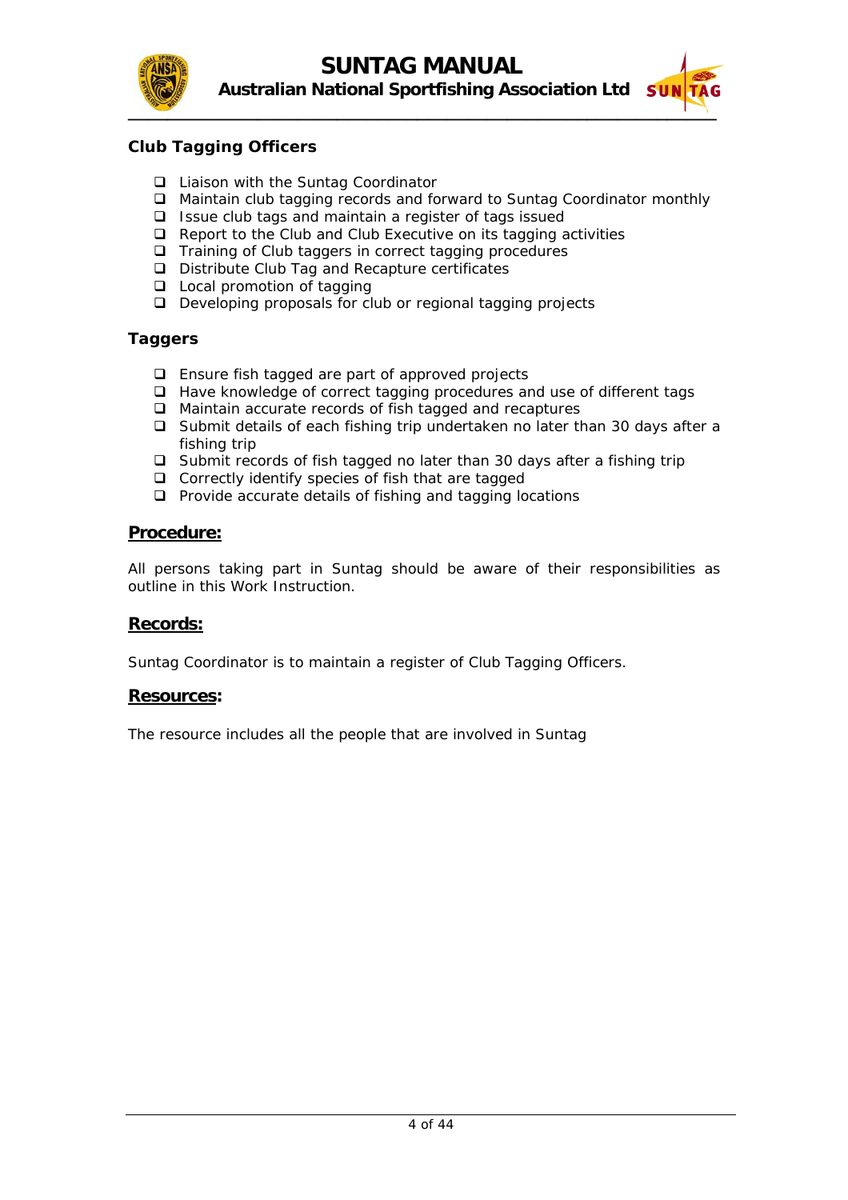**Club Tagging Officers**

- Liaison with the Suntag Coordinator
- Maintain club tagging records and forward to Suntag Coordinator monthly
- Issue club tags and maintain a register of tags issued
- Report to the Club and Club Executive on its tagging activities
- Training of Club taggers in correct tagging procedures
- Distribute Club Tag and Recapture certificates
- Local promotion of tagging
- Developing proposals for club or regional tagging projects

**Taggers**

- Ensure fish tagged are part of approved projects
- Have knowledge of correct tagging procedures and use of different tags
- Maintain accurate records of fish tagged and recaptures
- Submit details of each fishing trip undertaken no later than 30 days after a fishing trip
- Submit records of fish tagged no later than 30 days after a fishing trip
- Correctly identify species of fish that are tagged
- Provide accurate details of fishing and tagging locations

## Procedure:

All persons taking part in Suntag should be aware of their responsibilities as outline in this Work Instruction.

## Records:

Suntag Coordinator is to maintain a register of Club Tagging Officers.

## Resources:

The resource includes all the people that are involved in Suntag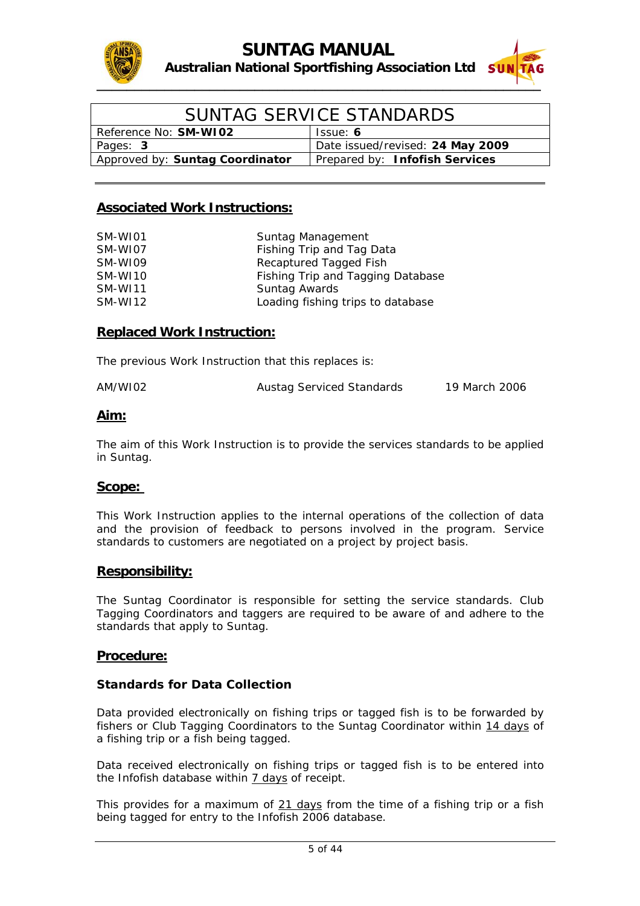# SUNTAG SERVICE STANDARDS

| Reference No: **SM-WI02** | Issue: **6** |
|---|---|
| Pages: **3** | Date issued/revised: **24 May 2009** |
| Approved by: **Suntag Coordinator** | Prepared by: **Infofish Services** |

## Associated Work Instructions:

| | |
|---|---|
| SM-WI01 | Suntag Management |
| SM-WI07 | Fishing Trip and Tag Data |
| SM-WI09 | Recaptured Tagged Fish |
| SM-WI10 | Fishing Trip and Tagging Database |
| SM-WI11 | Suntag Awards |
| SM-WI12 | Loading fishing trips to database |

## Replaced Work Instruction:

The previous Work Instruction that this replaces is:

| | | |
|---|---|---|
| AM/WI02 | Austag Serviced Standards | 19 March 2006 |

## Aim:

The aim of this Work Instruction is to provide the services standards to be applied in Suntag.

## Scope:

This Work Instruction applies to the internal operations of the collection of data and the provision of feedback to persons involved in the program. Service standards to customers are negotiated on a project by project basis.

## Responsibility:

The Suntag Coordinator is responsible for setting the service standards. Club Tagging Coordinators and taggers are required to be aware of and adhere to the standards that apply to Suntag.

## Procedure:

### Standards for Data Collection

Data provided electronically on fishing trips or tagged fish is to be forwarded by fishers or Club Tagging Coordinators to the Suntag Coordinator within 14 days of a fishing trip or a fish being tagged.

Data received electronically on fishing trips or tagged fish is to be entered into the Infofish database within 7 days of receipt.

This provides for a maximum of 21 days from the time of a fishing trip or a fish being tagged for entry to the Infofish 2006 database.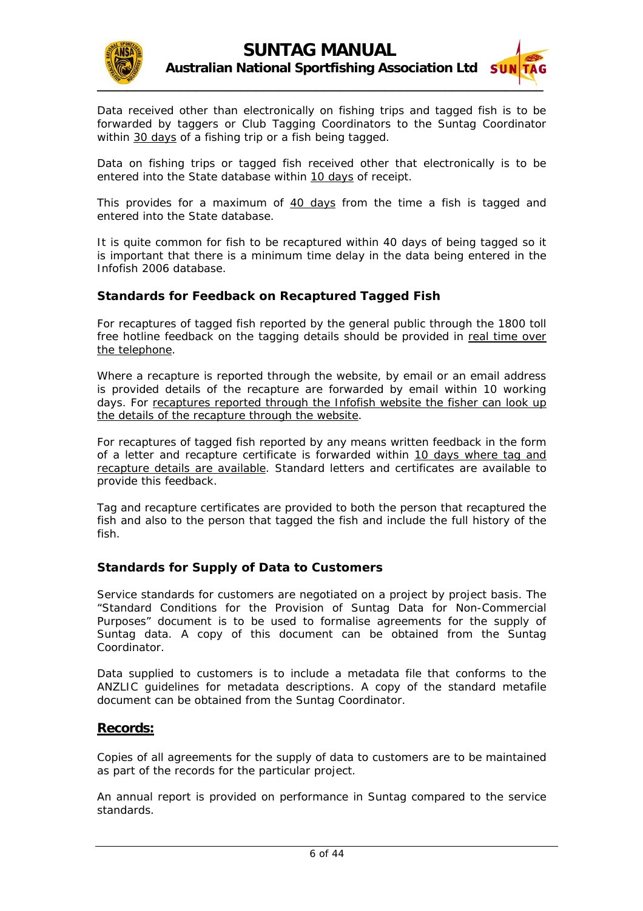Data received other than electronically on fishing trips and tagged fish is to be forwarded by taggers or Club Tagging Coordinators to the Suntag Coordinator within <u>30 days</u> of a fishing trip or a fish being tagged.

Data on fishing trips or tagged fish received other that electronically is to be entered into the State database within <u>10 days</u> of receipt.

This provides for a maximum of <u>40 days</u> from the time a fish is tagged and entered into the State database.

It is quite common for fish to be recaptured within 40 days of being tagged so it is important that there is a minimum time delay in the data being entered in the Infofish 2006 database.

### Standards for Feedback on Recaptured Tagged Fish

For recaptures of tagged fish reported by the general public through the 1800 toll free hotline feedback on the tagging details should be provided in <u>real time over the telephone</u>.

Where a recapture is reported through the website, by email or an email address is provided details of the recapture are forwarded by email within 10 working days. For <u>recaptures reported through the Infofish website the fisher can look up the details of the recapture through the website</u>.

For recaptures of tagged fish reported by any means written feedback in the form of a letter and recapture certificate is forwarded within <u>10 days where tag and recapture details are available</u>. Standard letters and certificates are available to provide this feedback.

Tag and recapture certificates are provided to both the person that recaptured the fish and also to the person that tagged the fish and include the full history of the fish.

### Standards for Supply of Data to Customers

Service standards for customers are negotiated on a project by project basis. The "Standard Conditions for the Provision of Suntag Data for Non-Commercial Purposes" document is to be used to formalise agreements for the supply of Suntag data. A copy of this document can be obtained from the Suntag Coordinator.

Data supplied to customers is to include a metadata file that conforms to the ANZLIC guidelines for metadata descriptions. A copy of the standard metafile document can be obtained from the Suntag Coordinator.

## <u>Records:</u>

Copies of all agreements for the supply of data to customers are to be maintained as part of the records for the particular project.

An annual report is provided on performance in Suntag compared to the service standards.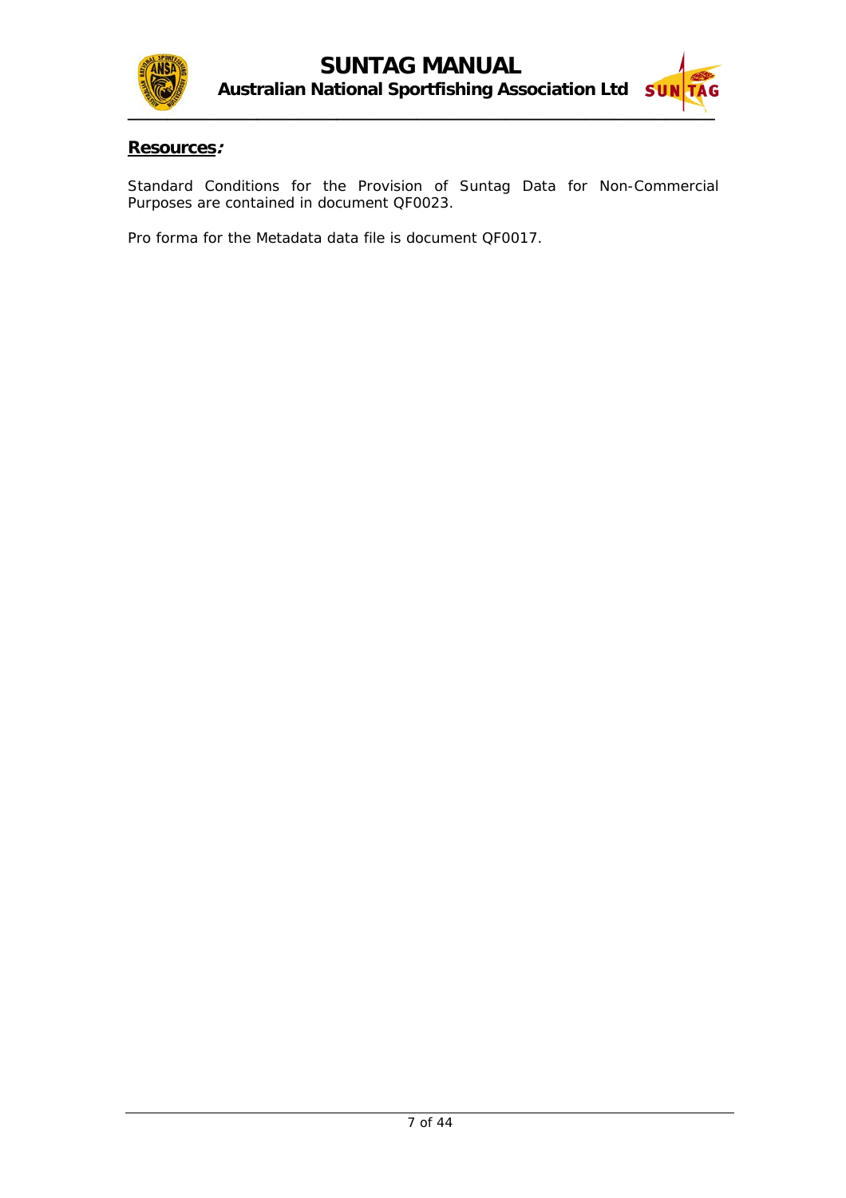**Resources:**

Standard Conditions for the Provision of Suntag Data for Non-Commercial Purposes are contained in document QF0023.

Pro forma for the Metadata data file is document QF0017.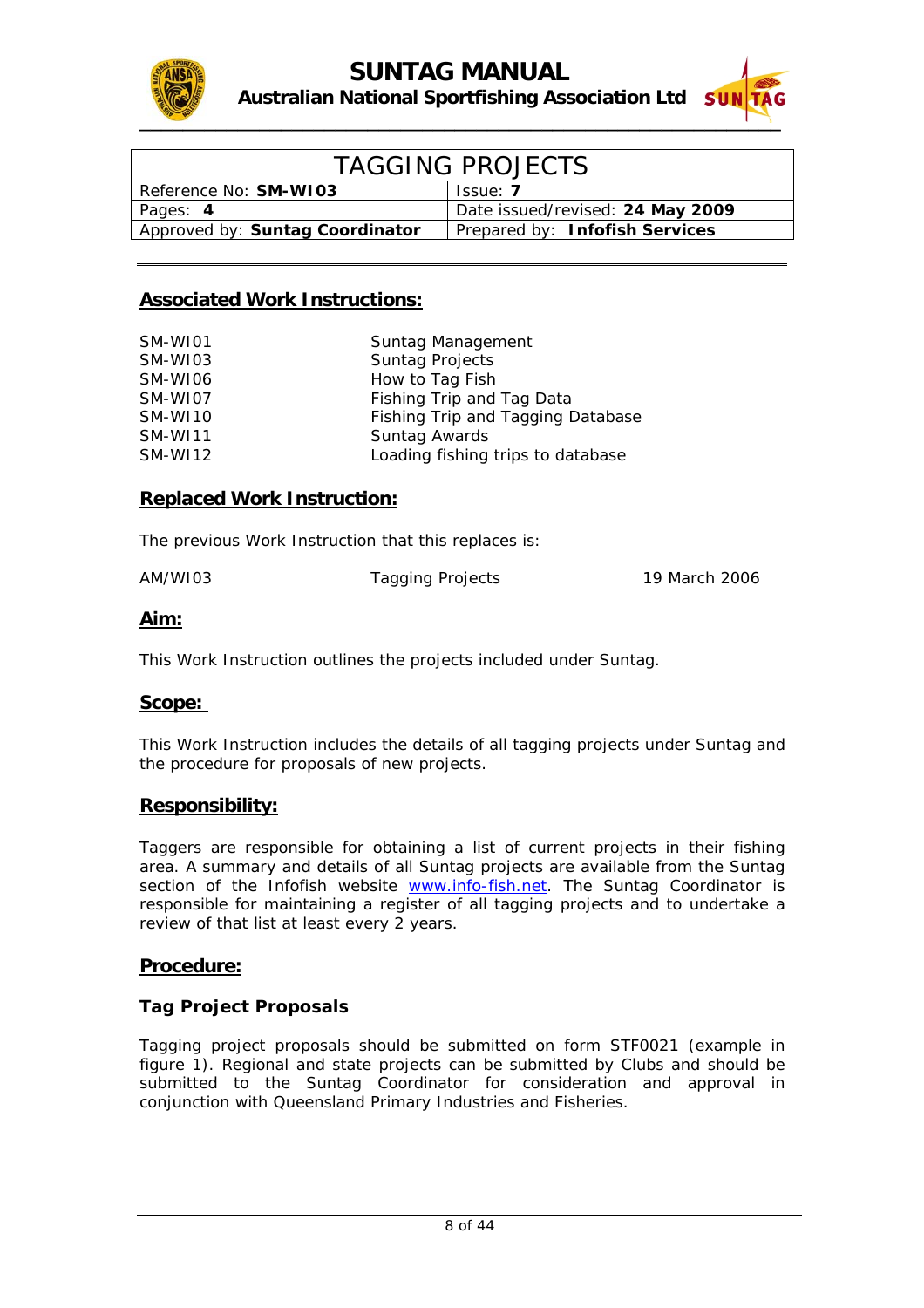| TAGGING PROJECTS | |
|---|---|
| Reference No: **SM-WI03** | Issue: **7** |
| Pages: **4** | Date issued/revised: **24 May 2009** |
| Approved by: **Suntag Coordinator** | Prepared by: **Infofish Services** |

## Associated Work Instructions:

| | |
|---|---|
| SM-WI01 | Suntag Management |
| SM-WI03 | Suntag Projects |
| SM-WI06 | How to Tag Fish |
| SM-WI07 | Fishing Trip and Tag Data |
| SM-WI10 | Fishing Trip and Tagging Database |
| SM-WI11 | Suntag Awards |
| SM-WI12 | Loading fishing trips to database |

## Replaced Work Instruction:

The previous Work Instruction that this replaces is:

| | | |
|---|---|---|
| AM/WI03 | Tagging Projects | 19 March 2006 |

## Aim:

This Work Instruction outlines the projects included under Suntag.

## Scope:

This Work Instruction includes the details of all tagging projects under Suntag and the procedure for proposals of new projects.

## Responsibility:

Taggers are responsible for obtaining a list of current projects in their fishing area. A summary and details of all Suntag projects are available from the Suntag section of the Infofish website www.info-fish.net. The Suntag Coordinator is responsible for maintaining a register of all tagging projects and to undertake a review of that list at least every 2 years.

## Procedure:

### Tag Project Proposals

Tagging project proposals should be submitted on form STF0021 (example in figure 1). Regional and state projects can be submitted by Clubs and should be submitted to the Suntag Coordinator for consideration and approval in conjunction with Queensland Primary Industries and Fisheries.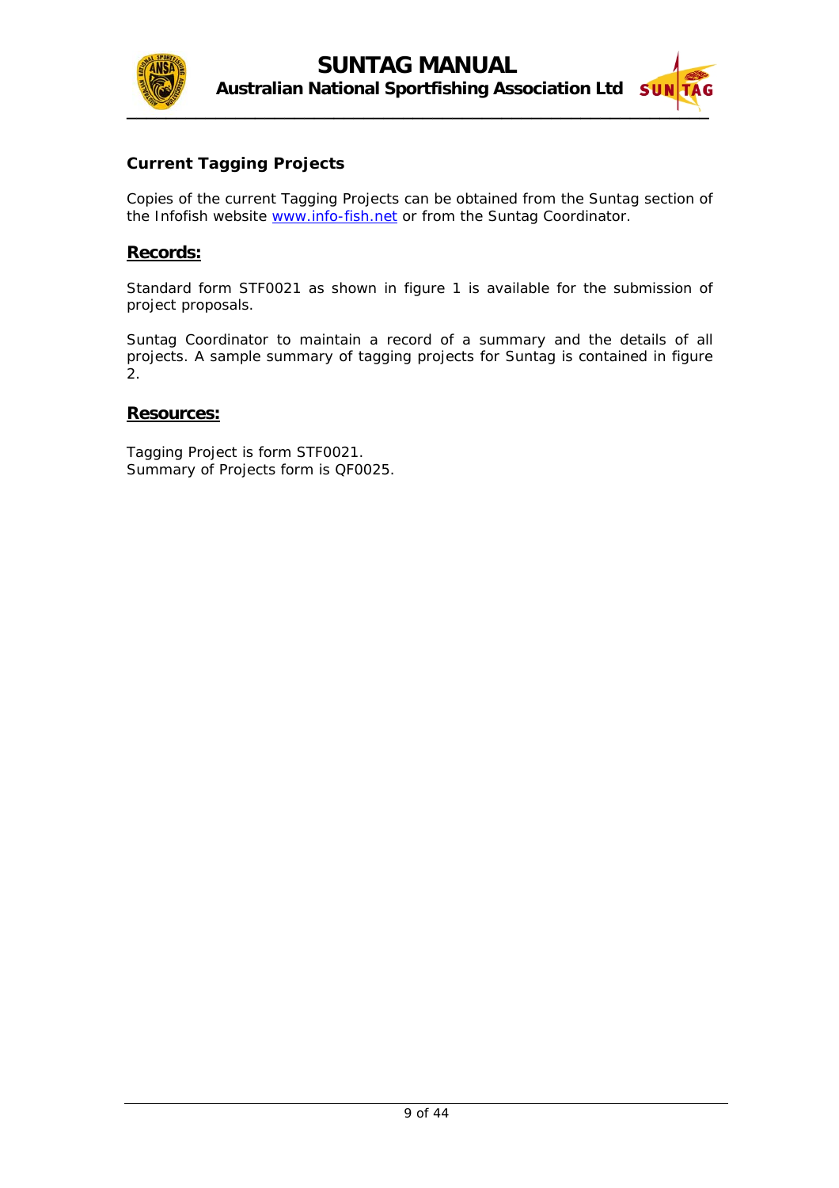### Current Tagging Projects

Copies of the current Tagging Projects can be obtained from the Suntag section of the Infofish website [www.info-fish.net](http://www.info-fish.net) or from the Suntag Coordinator.

## Records:

Standard form STF0021 as shown in figure 1 is available for the submission of project proposals.

Suntag Coordinator to maintain a record of a summary and the details of all projects. A sample summary of tagging projects for Suntag is contained in figure 2.

## Resources:

Tagging Project is form STF0021.
Summary of Projects form is QF0025.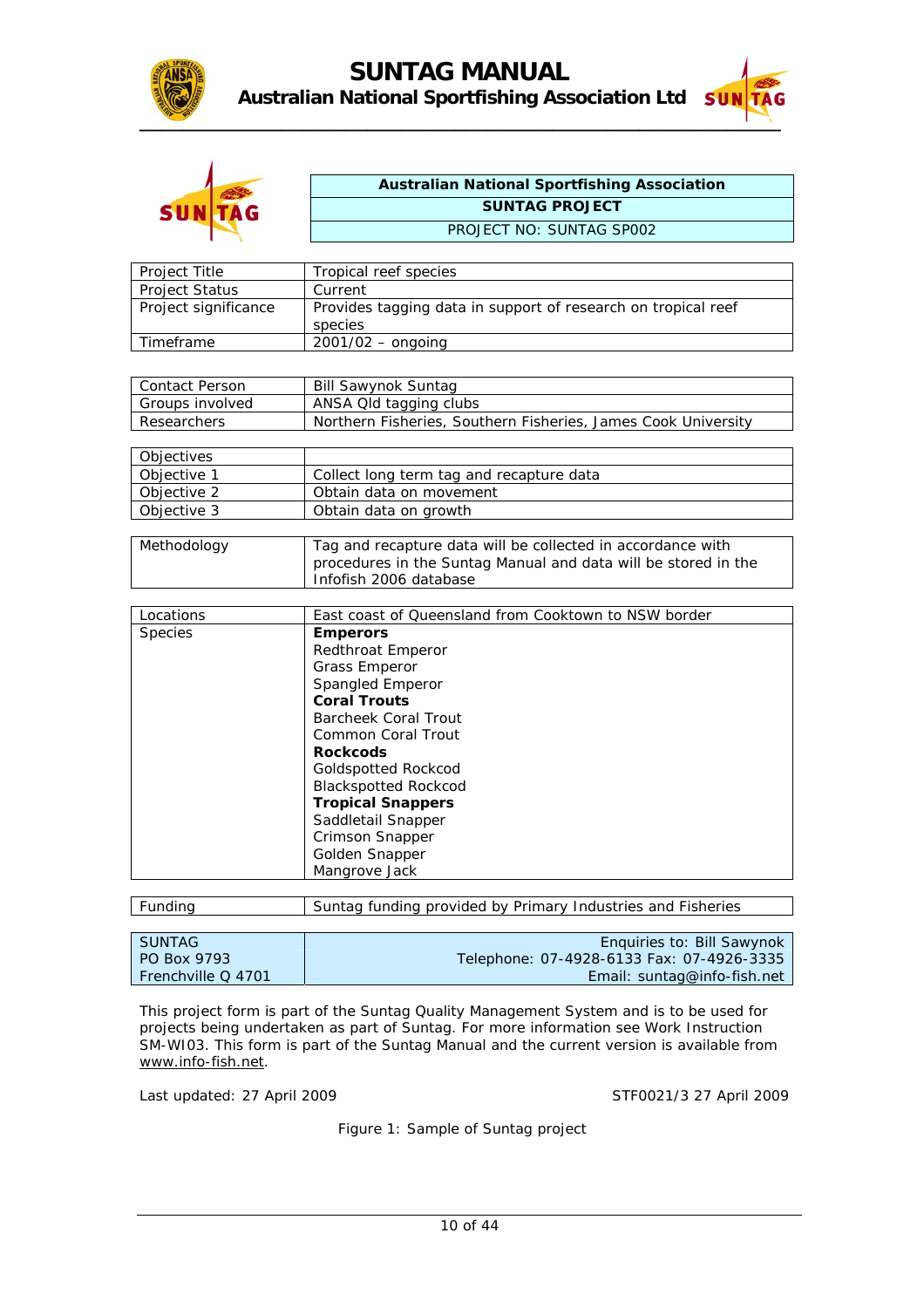| Australian National Sportfishing Association |
| --- |
| **SUNTAG PROJECT** |
| PROJECT NO: SUNTAG SP002 |

| Project Title | Tropical reef species |
| --- | --- |
| Project Status | Current |
| Project significance | Provides tagging data in support of research on tropical reef species |
| Timeframe | 2001/02 – ongoing |

| Contact Person | Bill Sawynok Suntag |
| --- | --- |
| Groups involved | ANSA Qld tagging clubs |
| Researchers | Northern Fisheries, Southern Fisheries, James Cook University |

| Objectives | |
| --- | --- |
| Objective 1 | Collect long term tag and recapture data |
| Objective 2 | Obtain data on movement |
| Objective 3 | Obtain data on growth |

| Methodology | Tag and recapture data will be collected in accordance with procedures in the Suntag Manual and data will be stored in the Infofish 2006 database |
| --- | --- |

| Locations | East coast of Queensland from Cooktown to NSW border |
| --- | --- |
| Species | **Emperors**<br>Redthroat Emperor<br>Grass Emperor<br>Spangled Emperor<br>**Coral Trouts**<br>Barcheek Coral Trout<br>Common Coral Trout<br>**Rockcods**<br>Goldspotted Rockcod<br>Blackspotted Rockcod<br>**Tropical Snappers**<br>Saddletail Snapper<br>Crimson Snapper<br>Golden Snapper<br>Mangrove Jack |

| Funding | Suntag funding provided by Primary Industries and Fisheries |
| --- | --- |

| SUNTAG<br>PO Box 9793<br>Frenchville Q 4701 | Enquiries to: Bill Sawynok<br>Telephone: 07-4928-6133 Fax: 07-4926-3335<br>Email: suntag@info-fish.net |
| --- | --- |

This project form is part of the Suntag Quality Management System and is to be used for projects being undertaken as part of Suntag. For more information see Work Instruction SM-WI03. This form is part of the Suntag Manual and the current version is available from www.info-fish.net.

Last updated: 27 April 2009 STF0021/3 27 April 2009

Figure 1: Sample of Suntag project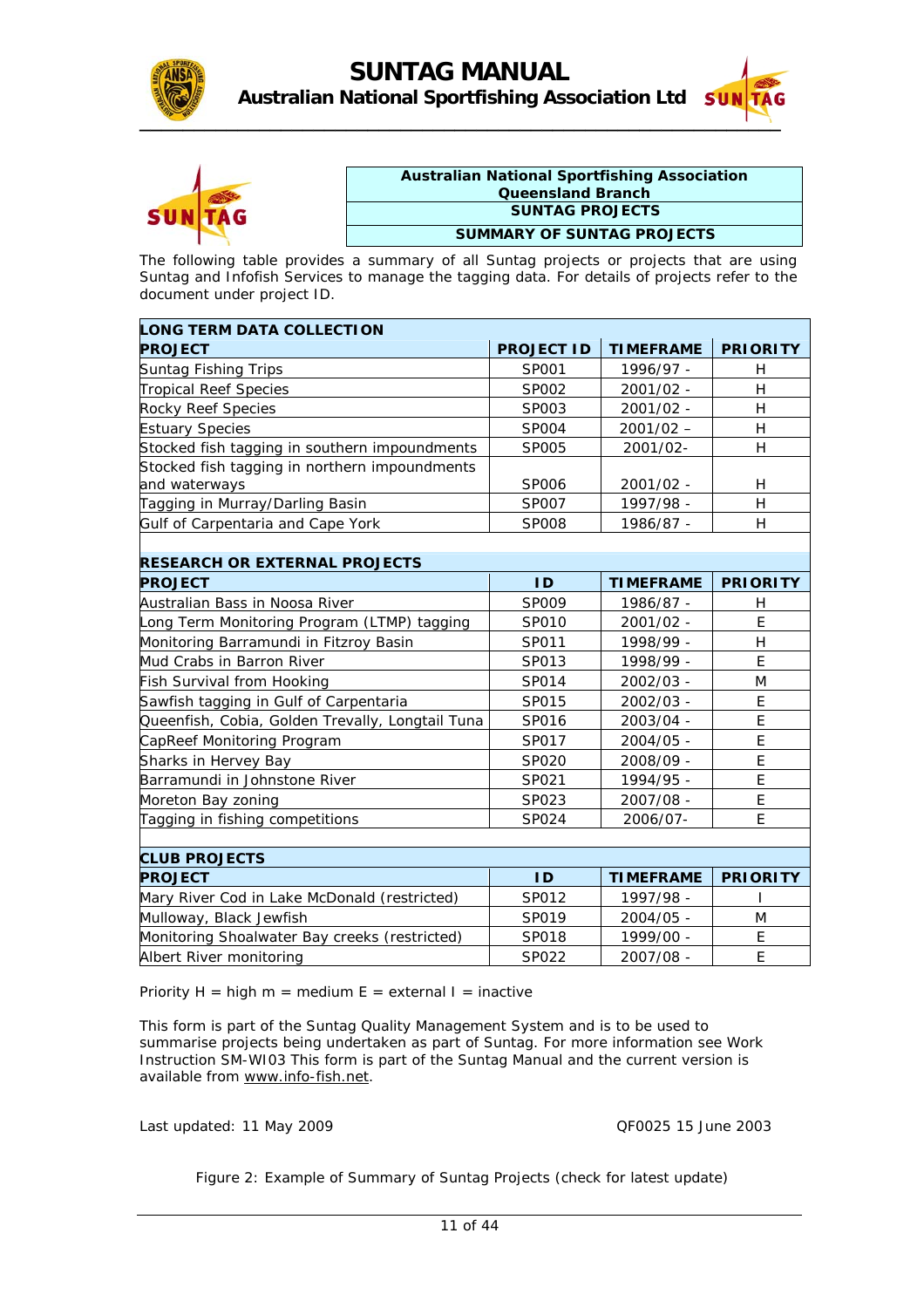**Australian National Sportfishing Association**
**Queensland Branch**
**SUNTAG PROJECTS**
**SUMMARY OF SUNTAG PROJECTS**

The following table provides a summary of all Suntag projects or projects that are using Suntag and Infofish Services to manage the tagging data. For details of projects refer to the document under project ID.

| **LONG TERM DATA COLLECTION** | | | |
|---|---|---|---|
| **PROJECT** | **PROJECT ID** | **TIMEFRAME** | **PRIORITY** |
| Suntag Fishing Trips | SP001 | 1996/97 - | H |
| Tropical Reef Species | SP002 | 2001/02 - | H |
| Rocky Reef Species | SP003 | 2001/02 - | H |
| Estuary Species | SP004 | 2001/02 – | H |
| Stocked fish tagging in southern impoundments | SP005 | 2001/02- | H |
| Stocked fish tagging in northern impoundments and waterways | SP006 | 2001/02 - | H |
| Tagging in Murray/Darling Basin | SP007 | 1997/98 - | H |
| Gulf of Carpentaria and Cape York | SP008 | 1986/87 - | H |

| **RESEARCH OR EXTERNAL PROJECTS** | | | |
|---|---|---|---|
| **PROJECT** | **ID** | **TIMEFRAME** | **PRIORITY** |
| Australian Bass in Noosa River | SP009 | 1986/87 - | H |
| Long Term Monitoring Program (LTMP) tagging | SP010 | 2001/02 - | E |
| Monitoring Barramundi in Fitzroy Basin | SP011 | 1998/99 - | H |
| Mud Crabs in Barron River | SP013 | 1998/99 - | E |
| Fish Survival from Hooking | SP014 | 2002/03 - | M |
| Sawfish tagging in Gulf of Carpentaria | SP015 | 2002/03 - | E |
| Queenfish, Cobia, Golden Trevally, Longtail Tuna | SP016 | 2003/04 - | E |
| CapReef Monitoring Program | SP017 | 2004/05 - | E |
| Sharks in Hervey Bay | SP020 | 2008/09 - | E |
| Barramundi in Johnstone River | SP021 | 1994/95 - | E |
| Moreton Bay zoning | SP023 | 2007/08 - | E |
| Tagging in fishing competitions | SP024 | 2006/07- | E |

| **CLUB PROJECTS** | | | |
|---|---|---|---|
| **PROJECT** | **ID** | **TIMEFRAME** | **PRIORITY** |
| Mary River Cod in Lake McDonald (restricted) | SP012 | 1997/98 - | I |
| Mulloway, Black Jewfish | SP019 | 2004/05 - | M |
| Monitoring Shoalwater Bay creeks (restricted) | SP018 | 1999/00 - | E |
| Albert River monitoring | SP022 | 2007/08 - | E |

Priority H = high m = medium E = external I = inactive

This form is part of the Suntag Quality Management System and is to be used to summarise projects being undertaken as part of Suntag. For more information see Work Instruction SM-WI03 This form is part of the Suntag Manual and the current version is available from www.info-fish.net.

Last updated: 11 May 2009 QF0025 15 June 2003

Figure 2: Example of Summary of Suntag Projects (check for latest update)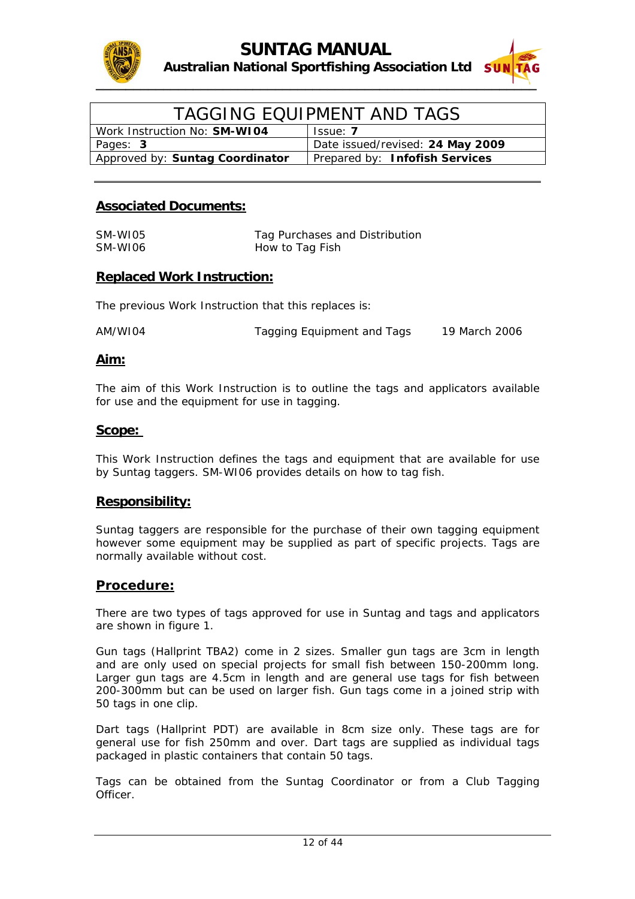# TAGGING EQUIPMENT AND TAGS

| Work Instruction No: **SM-WI04** | Issue: **7** |
|---|---|
| Pages: **3** | Date issued/revised: **24 May 2009** |
| Approved by: **Suntag Coordinator** | Prepared by: **Infofish Services** |

## Associated Documents:

| | |
|---|---|
| SM-WI05 | Tag Purchases and Distribution |
| SM-WI06 | How to Tag Fish |

## Replaced Work Instruction:

The previous Work Instruction that this replaces is:

| | | |
|---|---|---|
| AM/WI04 | Tagging Equipment and Tags | 19 March 2006 |

## Aim:

The aim of this Work Instruction is to outline the tags and applicators available for use and the equipment for use in tagging.

## Scope:

This Work Instruction defines the tags and equipment that are available for use by Suntag taggers. SM-WI06 provides details on how to tag fish.

## Responsibility:

Suntag taggers are responsible for the purchase of their own tagging equipment however some equipment may be supplied as part of specific projects. Tags are normally available without cost.

## Procedure:

There are two types of tags approved for use in Suntag and tags and applicators are shown in figure 1.

Gun tags (Hallprint TBA2) come in 2 sizes. Smaller gun tags are 3cm in length and are only used on special projects for small fish between 150-200mm long. Larger gun tags are 4.5cm in length and are general use tags for fish between 200-300mm but can be used on larger fish. Gun tags come in a joined strip with 50 tags in one clip.

Dart tags (Hallprint PDT) are available in 8cm size only. These tags are for general use for fish 250mm and over. Dart tags are supplied as individual tags packaged in plastic containers that contain 50 tags.

Tags can be obtained from the Suntag Coordinator or from a Club Tagging Officer.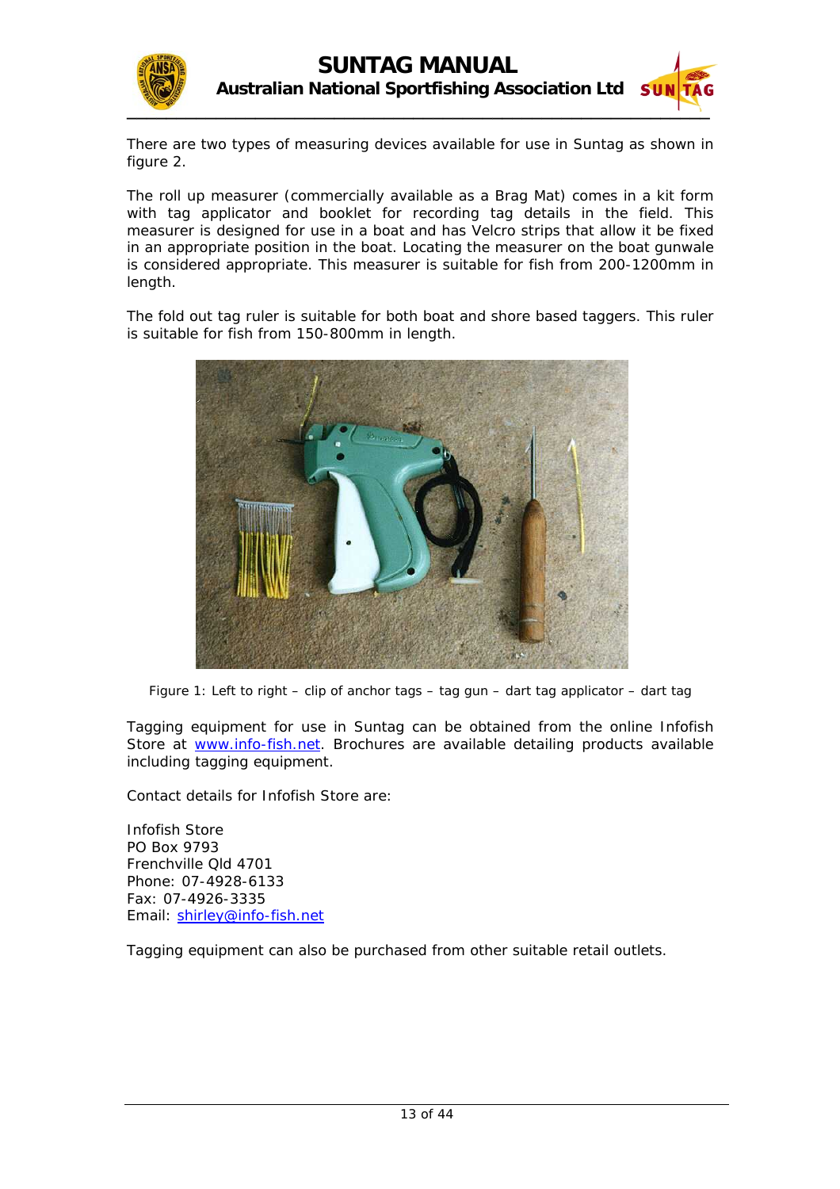There are two types of measuring devices available for use in Suntag as shown in figure 2.

The roll up measurer (commercially available as a Brag Mat) comes in a kit form with tag applicator and booklet for recording tag details in the field. This measurer is designed for use in a boat and has Velcro strips that allow it be fixed in an appropriate position in the boat. Locating the measurer on the boat gunwale is considered appropriate. This measurer is suitable for fish from 200-1200mm in length.

The fold out tag ruler is suitable for both boat and shore based taggers. This ruler is suitable for fish from 150-800mm in length.

Figure 1: Left to right – clip of anchor tags – tag gun – dart tag applicator – dart tag

Tagging equipment for use in Suntag can be obtained from the online Infofish Store at www.info-fish.net. Brochures are available detailing products available including tagging equipment.

Contact details for Infofish Store are:

Infofish Store  
PO Box 9793  
Frenchville Qld 4701  
Phone: 07-4928-6133  
Fax: 07-4926-3335  
Email: shirley@info-fish.net

Tagging equipment can also be purchased from other suitable retail outlets.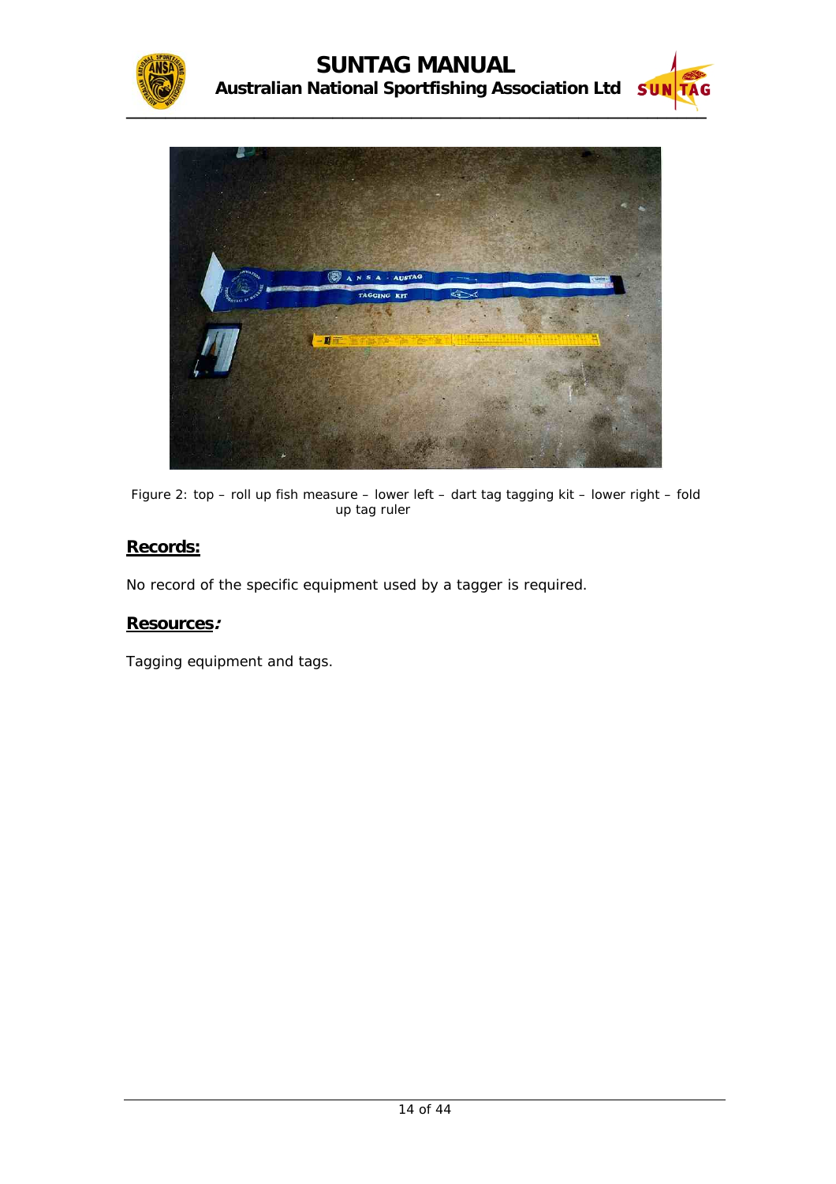Figure 2: top – roll up fish measure – lower left – dart tag tagging kit – lower right – fold up tag ruler

## Records:

No record of the specific equipment used by a tagger is required.

## Resources:

Tagging equipment and tags.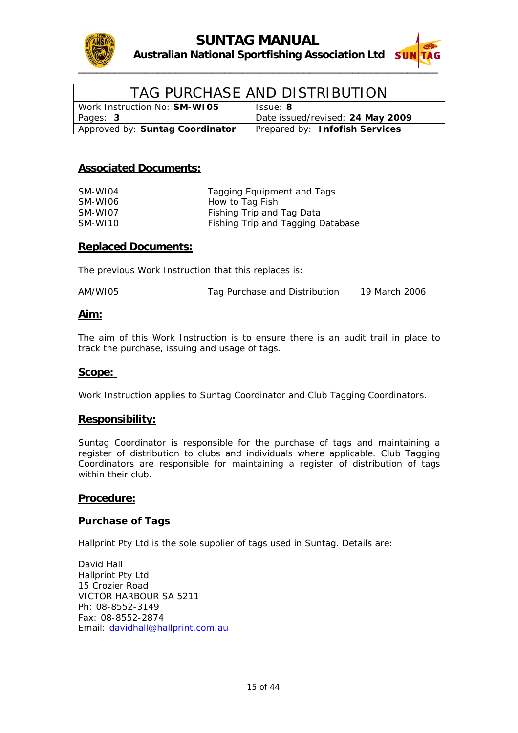# TAG PURCHASE AND DISTRIBUTION

| Work Instruction No: **SM-WI05** | Issue: **8** |
|---|---|
| Pages: **3** | Date issued/revised: **24 May 2009** |
| Approved by: **Suntag Coordinator** | Prepared by: **Infofish Services** |

## Associated Documents:

| | |
|---|---|
| SM-WI04 | Tagging Equipment and Tags |
| SM-WI06 | How to Tag Fish |
| SM-WI07 | Fishing Trip and Tag Data |
| SM-WI10 | Fishing Trip and Tagging Database |

## Replaced Documents:

The previous Work Instruction that this replaces is:

| | | |
|---|---|---|
| AM/WI05 | Tag Purchase and Distribution | 19 March 2006 |

## Aim:

The aim of this Work Instruction is to ensure there is an audit trail in place to track the purchase, issuing and usage of tags.

## Scope:

Work Instruction applies to Suntag Coordinator and Club Tagging Coordinators.

## Responsibility:

Suntag Coordinator is responsible for the purchase of tags and maintaining a register of distribution to clubs and individuals where applicable. Club Tagging Coordinators are responsible for maintaining a register of distribution of tags within their club.

## Procedure:

### Purchase of Tags

Hallprint Pty Ltd is the sole supplier of tags used in Suntag. Details are:

David Hall  
Hallprint Pty Ltd  
15 Crozier Road  
VICTOR HARBOUR SA 5211  
Ph: 08-8552-3149  
Fax: 08-8552-2874  
Email: davidhall@hallprint.com.au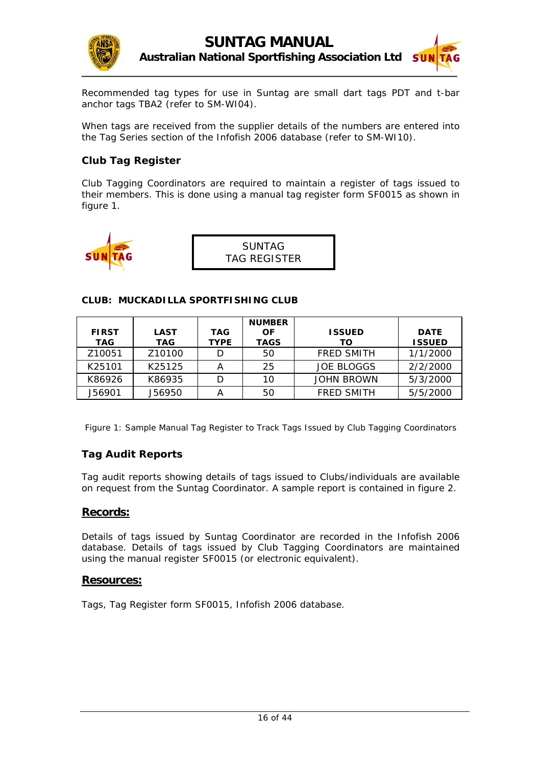Recommended tag types for use in Suntag are small dart tags PDT and t-bar anchor tags TBA2 (refer to SM-WI04).

When tags are received from the supplier details of the numbers are entered into the Tag Series section of the Infofish 2006 database (refer to SM-WI10).

### Club Tag Register

Club Tagging Coordinators are required to maintain a register of tags issued to their members. This is done using a manual tag register form SF0015 as shown in figure 1.

SUNTAG
TAG REGISTER

**CLUB: MUCKADILLA SPORTFISHING CLUB**

| FIRST TAG | LAST TAG | TAG TYPE | NUMBER OF TAGS | ISSUED TO | DATE ISSUED |
|---|---|---|---|---|---|
| Z10051 | Z10100 | D | 50 | FRED SMITH | 1/1/2000 |
| K25101 | K25125 | A | 25 | JOE BLOGGS | 2/2/2000 |
| K86926 | K86935 | D | 10 | JOHN BROWN | 5/3/2000 |
| J56901 | J56950 | A | 50 | FRED SMITH | 5/5/2000 |

Figure 1: Sample Manual Tag Register to Track Tags Issued by Club Tagging Coordinators

### Tag Audit Reports

Tag audit reports showing details of tags issued to Clubs/individuals are available on request from the Suntag Coordinator. A sample report is contained in figure 2.

## Records:

Details of tags issued by Suntag Coordinator are recorded in the Infofish 2006 database. Details of tags issued by Club Tagging Coordinators are maintained using the manual register SF0015 (or electronic equivalent).

## Resources:

Tags, Tag Register form SF0015, Infofish 2006 database.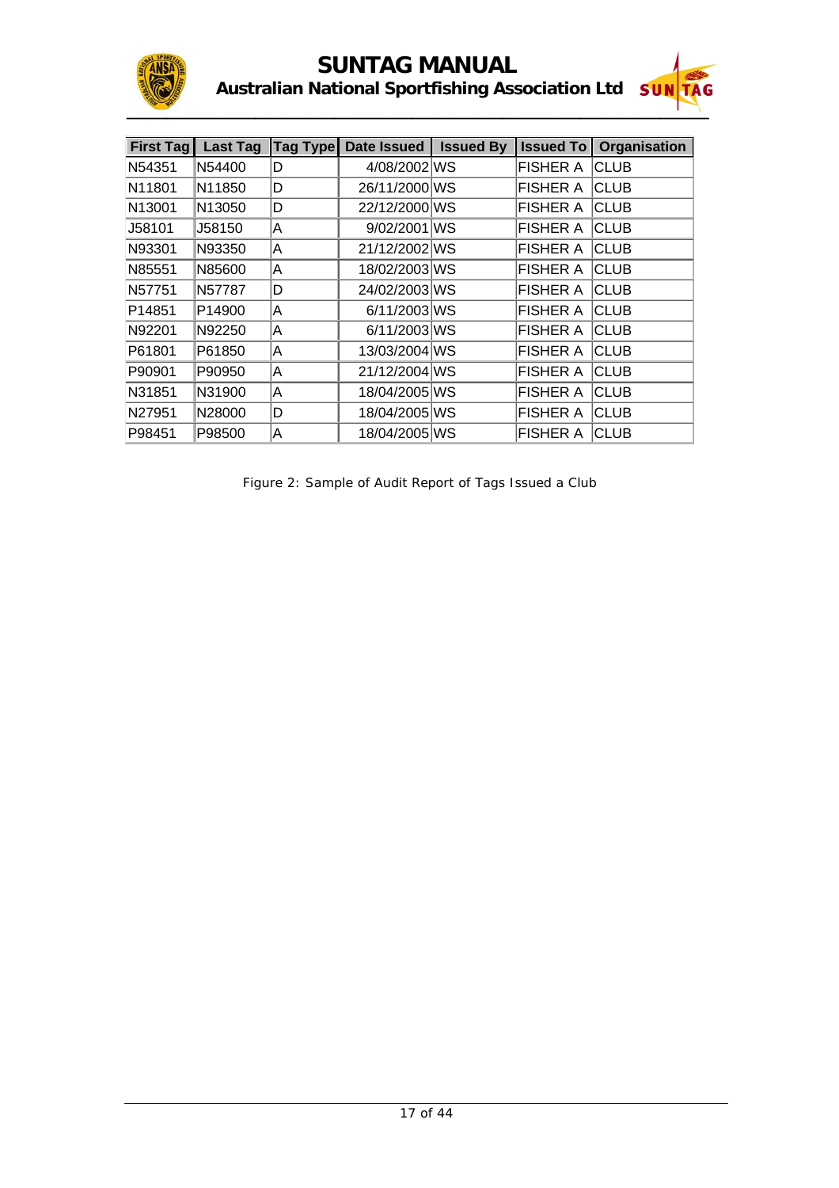| First Tag | Last Tag | Tag Type | Date Issued | Issued By | Issued To | Organisation |
|---|---|---|---|---|---|---|
| N54351 | N54400 | D | 4/08/2002 | WS | FISHER A | CLUB |
| N11801 | N11850 | D | 26/11/2000 | WS | FISHER A | CLUB |
| N13001 | N13050 | D | 22/12/2000 | WS | FISHER A | CLUB |
| J58101 | J58150 | A | 9/02/2001 | WS | FISHER A | CLUB |
| N93301 | N93350 | A | 21/12/2002 | WS | FISHER A | CLUB |
| N85551 | N85600 | A | 18/02/2003 | WS | FISHER A | CLUB |
| N57751 | N57787 | D | 24/02/2003 | WS | FISHER A | CLUB |
| P14851 | P14900 | A | 6/11/2003 | WS | FISHER A | CLUB |
| N92201 | N92250 | A | 6/11/2003 | WS | FISHER A | CLUB |
| P61801 | P61850 | A | 13/03/2004 | WS | FISHER A | CLUB |
| P90901 | P90950 | A | 21/12/2004 | WS | FISHER A | CLUB |
| N31851 | N31900 | A | 18/04/2005 | WS | FISHER A | CLUB |
| N27951 | N28000 | D | 18/04/2005 | WS | FISHER A | CLUB |
| P98451 | P98500 | A | 18/04/2005 | WS | FISHER A | CLUB |

Figure 2: Sample of Audit Report of Tags Issued a Club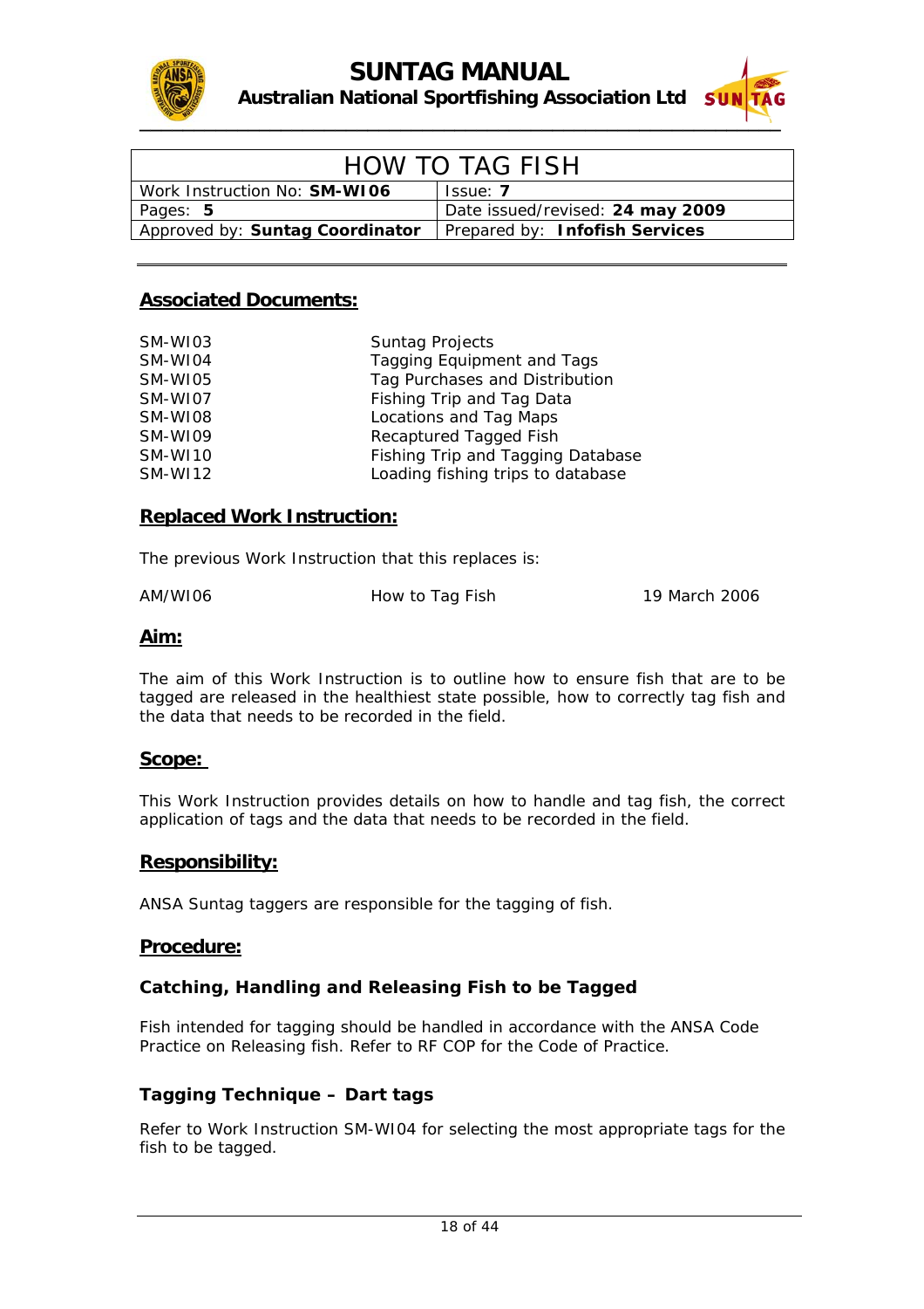# HOW TO TAG FISH

| Work Instruction No: **SM-WI06** | Issue: **7** |
|---|---|
| Pages: **5** | Date issued/revised: **24 may 2009** |
| Approved by: **Suntag Coordinator** | Prepared by: **Infofish Services** |

## Associated Documents:

| | |
|---|---|
| SM-WI03 | Suntag Projects |
| SM-WI04 | Tagging Equipment and Tags |
| SM-WI05 | Tag Purchases and Distribution |
| SM-WI07 | Fishing Trip and Tag Data |
| SM-WI08 | Locations and Tag Maps |
| SM-WI09 | Recaptured Tagged Fish |
| SM-WI10 | Fishing Trip and Tagging Database |
| SM-WI12 | Loading fishing trips to database |

## Replaced Work Instruction:

The previous Work Instruction that this replaces is:

| | | |
|---|---|---|
| AM/WI06 | How to Tag Fish | 19 March 2006 |

## Aim:

The aim of this Work Instruction is to outline how to ensure fish that are to be tagged are released in the healthiest state possible, how to correctly tag fish and the data that needs to be recorded in the field.

## Scope:

This Work Instruction provides details on how to handle and tag fish, the correct application of tags and the data that needs to be recorded in the field.

## Responsibility:

ANSA Suntag taggers are responsible for the tagging of fish.

## Procedure:

### Catching, Handling and Releasing Fish to be Tagged

Fish intended for tagging should be handled in accordance with the ANSA Code Practice on Releasing fish. Refer to RF COP for the Code of Practice.

### Tagging Technique – Dart tags

Refer to Work Instruction SM-WI04 for selecting the most appropriate tags for the fish to be tagged.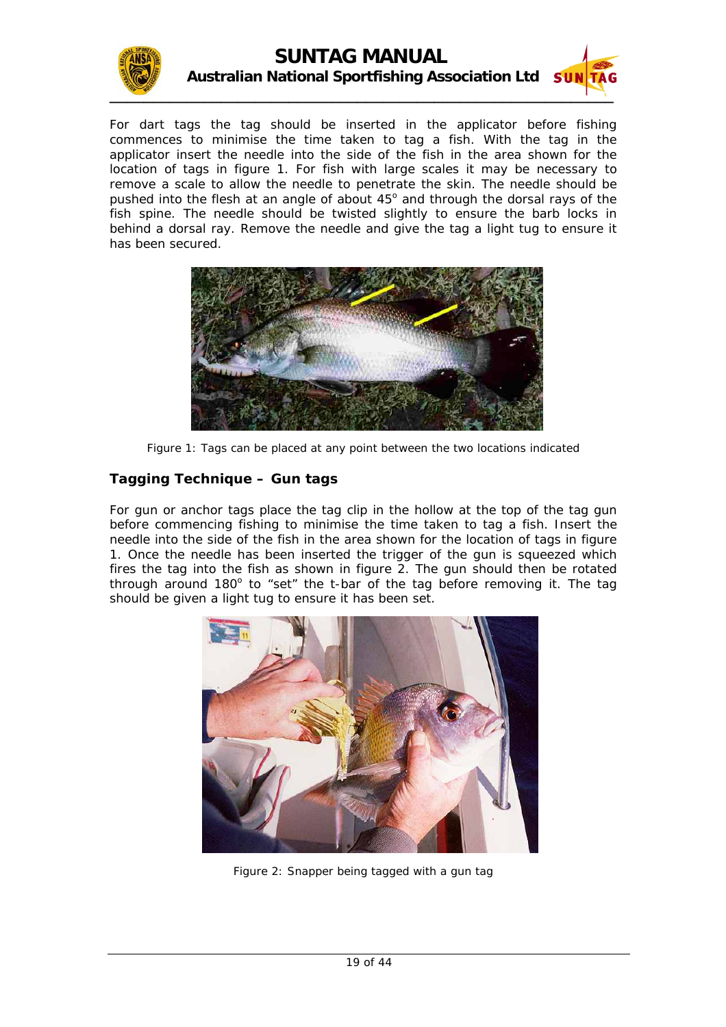For dart tags the tag should be inserted in the applicator before fishing commences to minimise the time taken to tag a fish. With the tag in the applicator insert the needle into the side of the fish in the area shown for the location of tags in figure 1. For fish with large scales it may be necessary to remove a scale to allow the needle to penetrate the skin. The needle should be pushed into the flesh at an angle of about 45° and through the dorsal rays of the fish spine. The needle should be twisted slightly to ensure the barb locks in behind a dorsal ray. Remove the needle and give the tag a light tug to ensure it has been secured.

Figure 1: Tags can be placed at any point between the two locations indicated

### Tagging Technique – Gun tags

For gun or anchor tags place the tag clip in the hollow at the top of the tag gun before commencing fishing to minimise the time taken to tag a fish. Insert the needle into the side of the fish in the area shown for the location of tags in figure 1. Once the needle has been inserted the trigger of the gun is squeezed which fires the tag into the fish as shown in figure 2. The gun should then be rotated through around 180° to "set" the t-bar of the tag before removing it. The tag should be given a light tug to ensure it has been set.

Figure 2: Snapper being tagged with a gun tag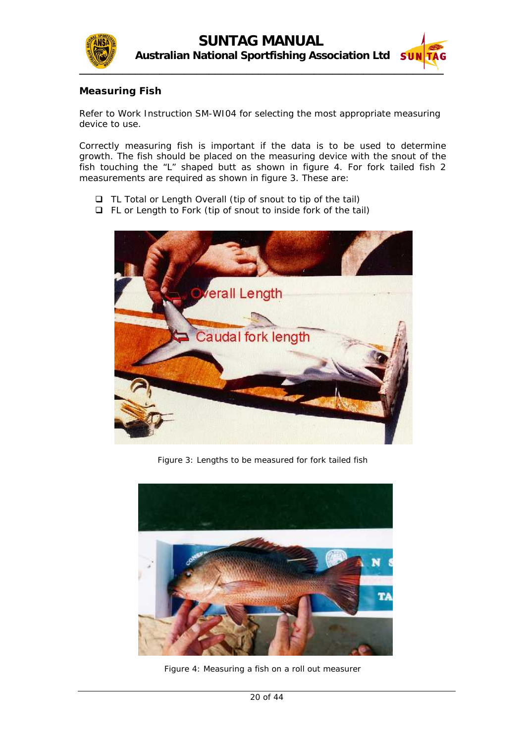## Measuring Fish

Refer to Work Instruction SM-WI04 for selecting the most appropriate measuring device to use.

Correctly measuring fish is important if the data is to be used to determine growth. The fish should be placed on the measuring device with the snout of the fish touching the "L" shaped butt as shown in figure 4. For fork tailed fish 2 measurements are required as shown in figure 3. These are:

- TL Total or Length Overall (tip of snout to tip of the tail)
- FL or Length to Fork (tip of snout to inside fork of the tail)

Figure 3: Lengths to be measured for fork tailed fish

Figure 4: Measuring a fish on a roll out measurer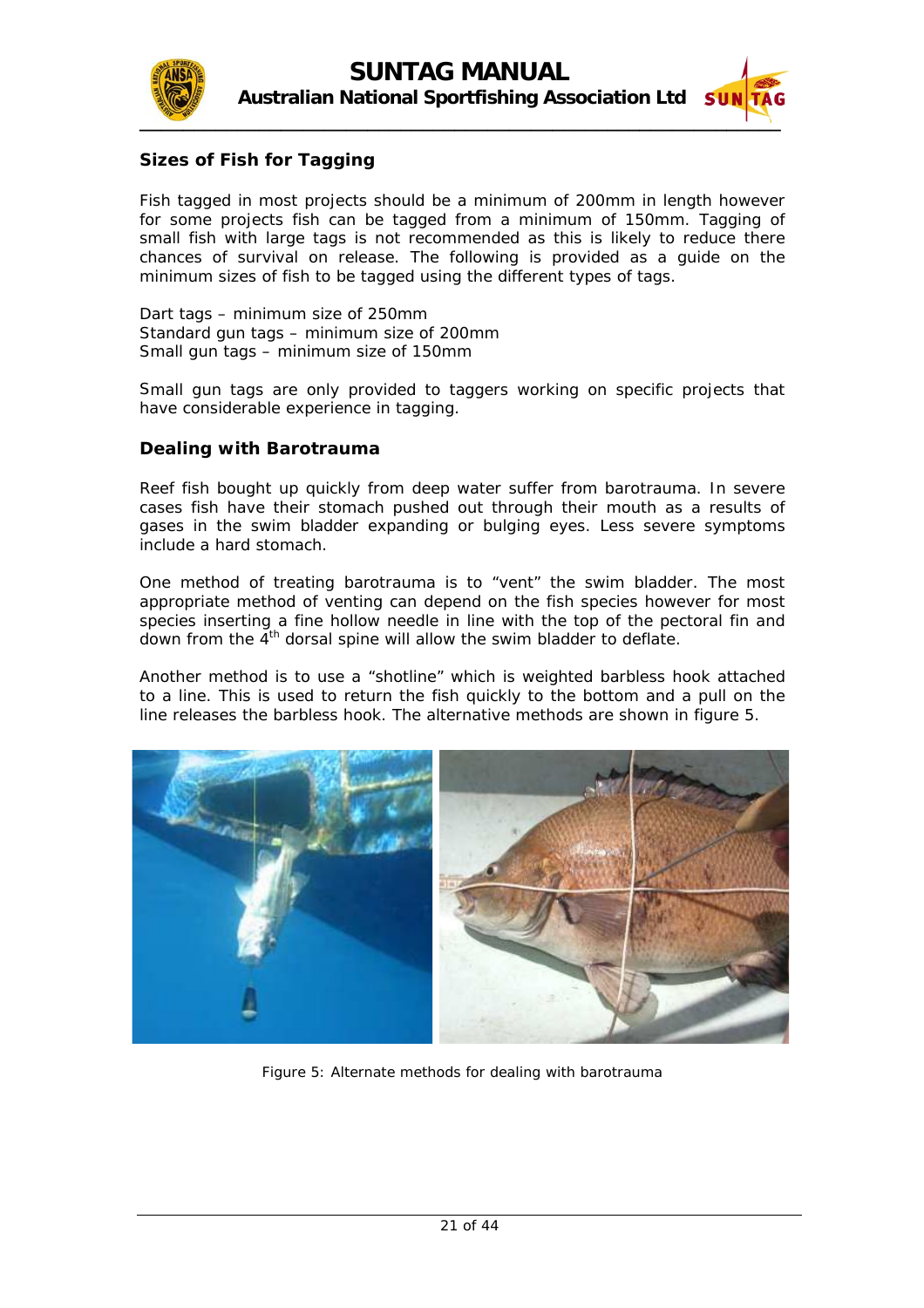## Sizes of Fish for Tagging

Fish tagged in most projects should be a minimum of 200mm in length however for some projects fish can be tagged from a minimum of 150mm. Tagging of small fish with large tags is not recommended as this is likely to reduce there chances of survival on release. The following is provided as a guide on the minimum sizes of fish to be tagged using the different types of tags.

Dart tags – minimum size of 250mm
Standard gun tags – minimum size of 200mm
Small gun tags – minimum size of 150mm

Small gun tags are only provided to taggers working on specific projects that have considerable experience in tagging.

## Dealing with Barotrauma

Reef fish bought up quickly from deep water suffer from barotrauma. In severe cases fish have their stomach pushed out through their mouth as a results of gases in the swim bladder expanding or bulging eyes. Less severe symptoms include a hard stomach.

One method of treating barotrauma is to "vent" the swim bladder. The most appropriate method of venting can depend on the fish species however for most species inserting a fine hollow needle in line with the top of the pectoral fin and down from the 4th dorsal spine will allow the swim bladder to deflate.

Another method is to use a "shotline" which is weighted barbless hook attached to a line. This is used to return the fish quickly to the bottom and a pull on the line releases the barbless hook. The alternative methods are shown in figure 5.

Figure 5: Alternate methods for dealing with barotrauma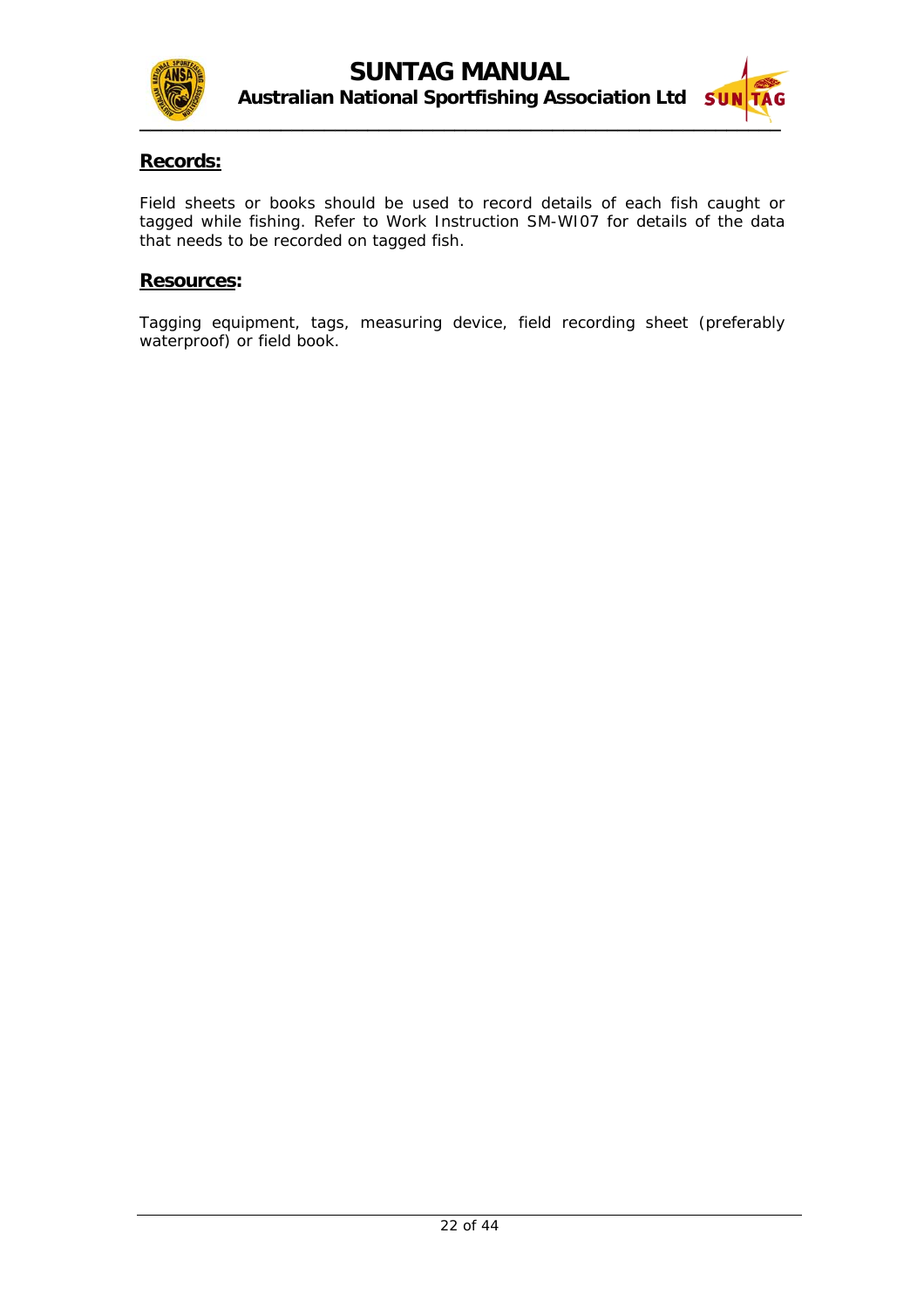## Records:

Field sheets or books should be used to record details of each fish caught or tagged while fishing. Refer to Work Instruction SM-WI07 for details of the data that needs to be recorded on tagged fish.

## Resources:

Tagging equipment, tags, measuring device, field recording sheet (preferably waterproof) or field book.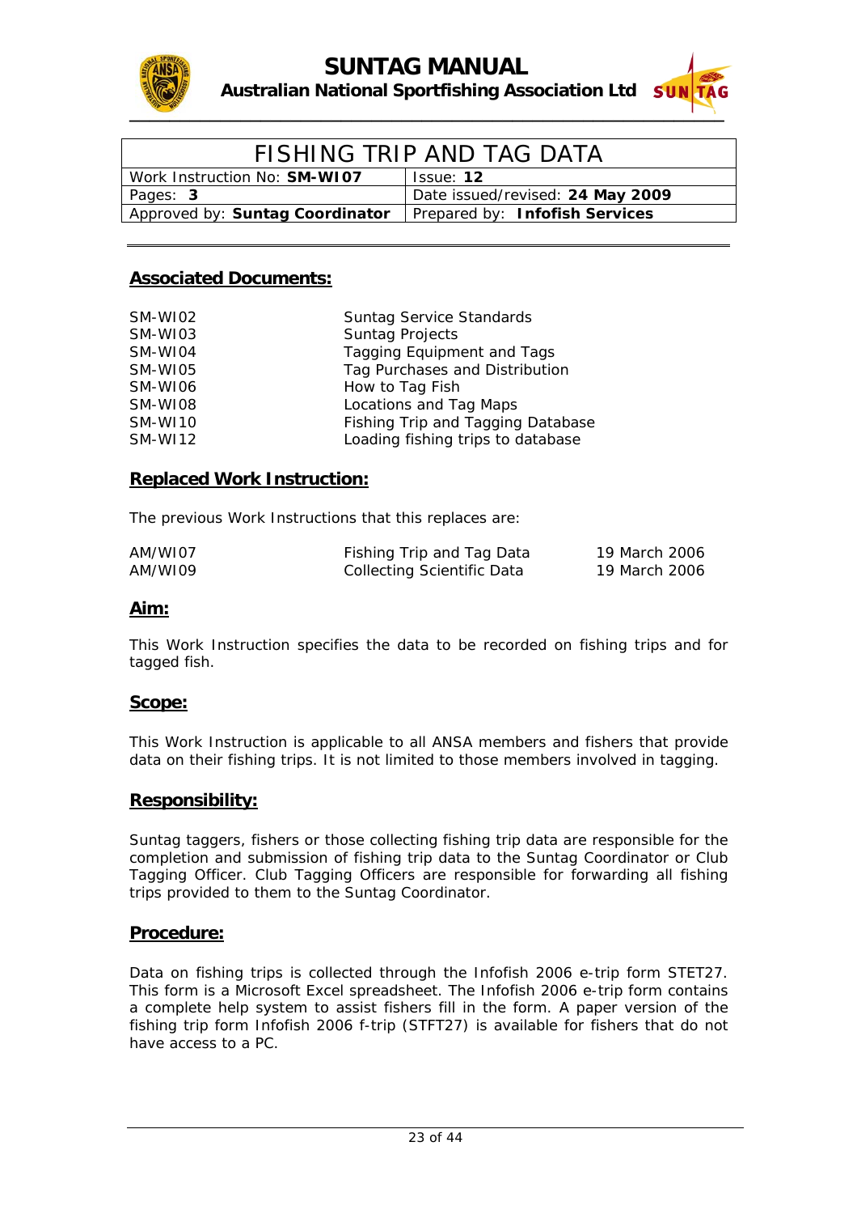# FISHING TRIP AND TAG DATA

| Work Instruction No: **SM-WI07** | Issue: **12** |
|---|---|
| Pages: **3** | Date issued/revised: **24 May 2009** |
| Approved by: **Suntag Coordinator** | Prepared by: **Infofish Services** |

## Associated Documents:

| | |
|---|---|
| SM-WI02 | Suntag Service Standards |
| SM-WI03 | Suntag Projects |
| SM-WI04 | Tagging Equipment and Tags |
| SM-WI05 | Tag Purchases and Distribution |
| SM-WI06 | How to Tag Fish |
| SM-WI08 | Locations and Tag Maps |
| SM-WI10 | Fishing Trip and Tagging Database |
| SM-WI12 | Loading fishing trips to database |

## Replaced Work Instruction:

The previous Work Instructions that this replaces are:

| | | |
|---|---|---|
| AM/WI07 | Fishing Trip and Tag Data | 19 March 2006 |
| AM/WI09 | Collecting Scientific Data | 19 March 2006 |

## Aim:

This Work Instruction specifies the data to be recorded on fishing trips and for tagged fish.

## Scope:

This Work Instruction is applicable to all ANSA members and fishers that provide data on their fishing trips. It is not limited to those members involved in tagging.

## Responsibility:

Suntag taggers, fishers or those collecting fishing trip data are responsible for the completion and submission of fishing trip data to the Suntag Coordinator or Club Tagging Officer. Club Tagging Officers are responsible for forwarding all fishing trips provided to them to the Suntag Coordinator.

## Procedure:

Data on fishing trips is collected through the Infofish 2006 e-trip form STET27. This form is a Microsoft Excel spreadsheet. The Infofish 2006 e-trip form contains a complete help system to assist fishers fill in the form. A paper version of the fishing trip form Infofish 2006 f-trip (STFT27) is available for fishers that do not have access to a PC.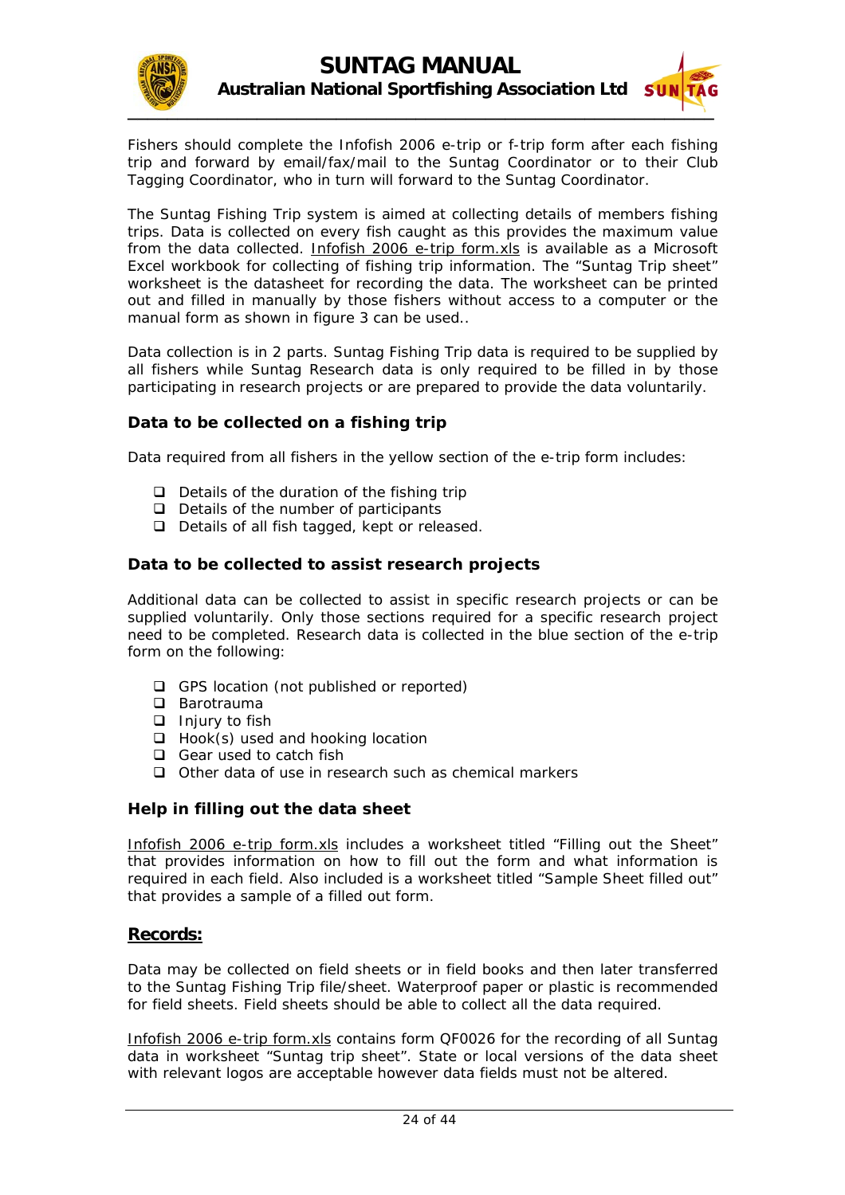Fishers should complete the Infofish 2006 e-trip or f-trip form after each fishing trip and forward by email/fax/mail to the Suntag Coordinator or to their Club Tagging Coordinator, who in turn will forward to the Suntag Coordinator.

The Suntag Fishing Trip system is aimed at collecting details of members fishing trips. Data is collected on every fish caught as this provides the maximum value from the data collected. Infofish 2006 e-trip form.xls is available as a Microsoft Excel workbook for collecting of fishing trip information. The "Suntag Trip sheet" worksheet is the datasheet for recording the data. The worksheet can be printed out and filled in manually by those fishers without access to a computer or the manual form as shown in figure 3 can be used..

Data collection is in 2 parts. Suntag Fishing Trip data is required to be supplied by all fishers while Suntag Research data is only required to be filled in by those participating in research projects or are prepared to provide the data voluntarily.

### Data to be collected on a fishing trip

Data required from all fishers in the yellow section of the e-trip form includes:

- Details of the duration of the fishing trip
- Details of the number of participants
- Details of all fish tagged, kept or released.

### Data to be collected to assist research projects

Additional data can be collected to assist in specific research projects or can be supplied voluntarily. Only those sections required for a specific research project need to be completed. Research data is collected in the blue section of the e-trip form on the following:

- GPS location (not published or reported)
- Barotrauma
- Injury to fish
- Hook(s) used and hooking location
- Gear used to catch fish
- Other data of use in research such as chemical markers

### Help in filling out the data sheet

Infofish 2006 e-trip form.xls includes a worksheet titled "Filling out the Sheet" that provides information on how to fill out the form and what information is required in each field. Also included is a worksheet titled "Sample Sheet filled out" that provides a sample of a filled out form.

## Records:

Data may be collected on field sheets or in field books and then later transferred to the Suntag Fishing Trip file/sheet. Waterproof paper or plastic is recommended for field sheets. Field sheets should be able to collect all the data required.

Infofish 2006 e-trip form.xls contains form QF0026 for the recording of all Suntag data in worksheet "Suntag trip sheet". State or local versions of the data sheet with relevant logos are acceptable however data fields must not be altered.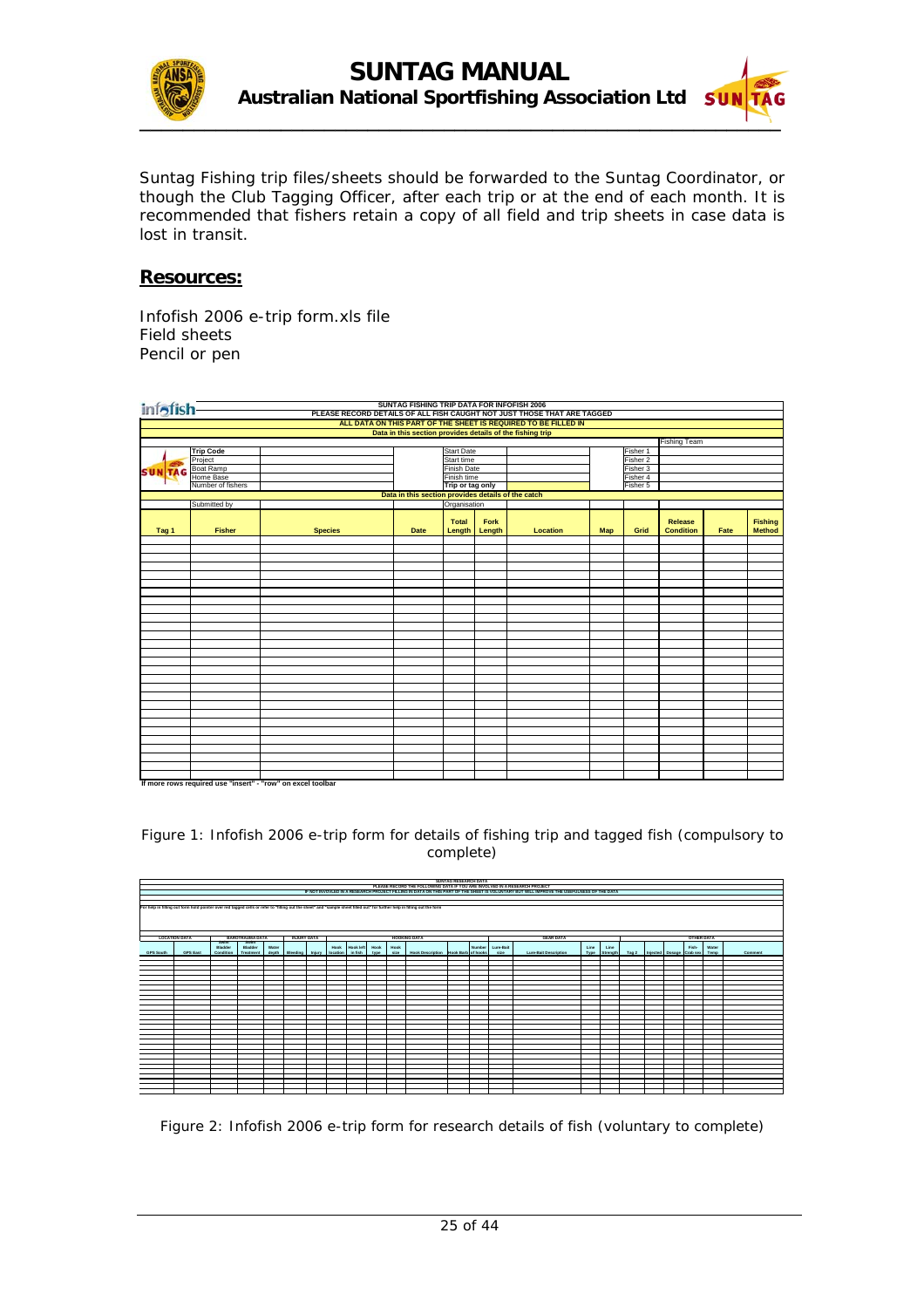Suntag Fishing trip files/sheets should be forwarded to the Suntag Coordinator, or though the Club Tagging Officer, after each trip or at the end of each month. It is recommended that fishers retain a copy of all field and trip sheets in case data is lost in transit.

## Resources:

Infofish 2006 e-trip form.xls file
Field sheets
Pencil or pen

| SUNTAG FISHING TRIP DATA FOR INFOFISH 2006 | | | | | | | | | | | | |
|---|---|---|---|---|---|---|---|---|---|---|---|---|
| PLEASE RECORD DETAILS OF ALL FISH CAUGHT NOT JUST THOSE THAT ARE TAGGED | | | | | | | | | | | | |
| ALL DATA ON THIS PART OF THE SHEET IS REQUIRED TO BE FILLED IN | | | | | | | | | | | | |
| Data in this section provides details of the fishing trip | | | | | | | | | | | | |
| | | | | | | | | | Fishing Team | | | |
| | Trip Code | | | Start Date | | | | Fisher 1 | | | | |
| | Project | | | Start time | | | | Fisher 2 | | | | |
| | Boat Ramp | | | Finish Date | | | | Fisher 3 | | | | |
| | Home Base | | | Finish time | | | | Fisher 4 | | | | |
| | Number of fishers | | | Trip or tag only | | | | Fisher 5 | | | | |
| Data in this section provides details of the catch | | | | | | | | | | | | |
| | Submitted by | | | Organisation | | | | | | | | |
| Tag 1 | Fisher | Species | Date | Total Length | Fork Length | Location | Map | Grid | Release Condition | Fate | Fishing Method | |

If more rows required use "insert" - "row" on excel toolbar

Figure 1: Infofish 2006 e-trip form for details of fishing trip and tagged fish (compulsory to complete)

| SUNTAG RESEARCH DATA | | | | | | | | | | | | | | | | | | | | | | | | | | |
|---|---|---|---|---|---|---|---|---|---|---|---|---|---|---|---|---|---|---|---|---|---|---|---|---|---|---|
| PLEASE RECORD THE FOLLOWING DATA IF YOU ARE INVOLVED IN A RESEARCH PROJECT | | | | | | | | | | | | | | | | | | | | | | | | | | |
| IF NOT INVOLVED IN A RESEARCH PROJECT FILLING IN DATA ON THIS PART OF THE SHEET IS VOLUNTARY BUT WILL IMPROVE THE USEFULNESS OF THE DATA | | | | | | | | | | | | | | | | | | | | | | | | | | |
| For help in filling out form hold pointer over red tagged cells or refer to "filling out the sheet" and "sample sheet filled out" for further help in filling out the form | | | | | | | | | | | | | | | | | | | | | | | | | | |
| LOCATION DATA | | BAROTRAUMA DATA | | | INJURY DATA | | HOOKING DATA | | | | | | | | GEAR DATA | | | | OTHER DATA | | | | | | | |
| GPS South | GPS East | Swim Bladder Condition | Swim Bladder Treatment | Water depth | Bleeding | Injury | Hook location | Hook left in fish | Hook type | Hook size | Hook Description | Hook Barb | Number of hooks | Lure-Bait size | Lure-Bait Description | Line Type | Line Strength | Tag 2 | Injected | Dosage | Fish-Crab-ew | Water Temp | Comment | | | |

Figure 2: Infofish 2006 e-trip form for research details of fish (voluntary to complete)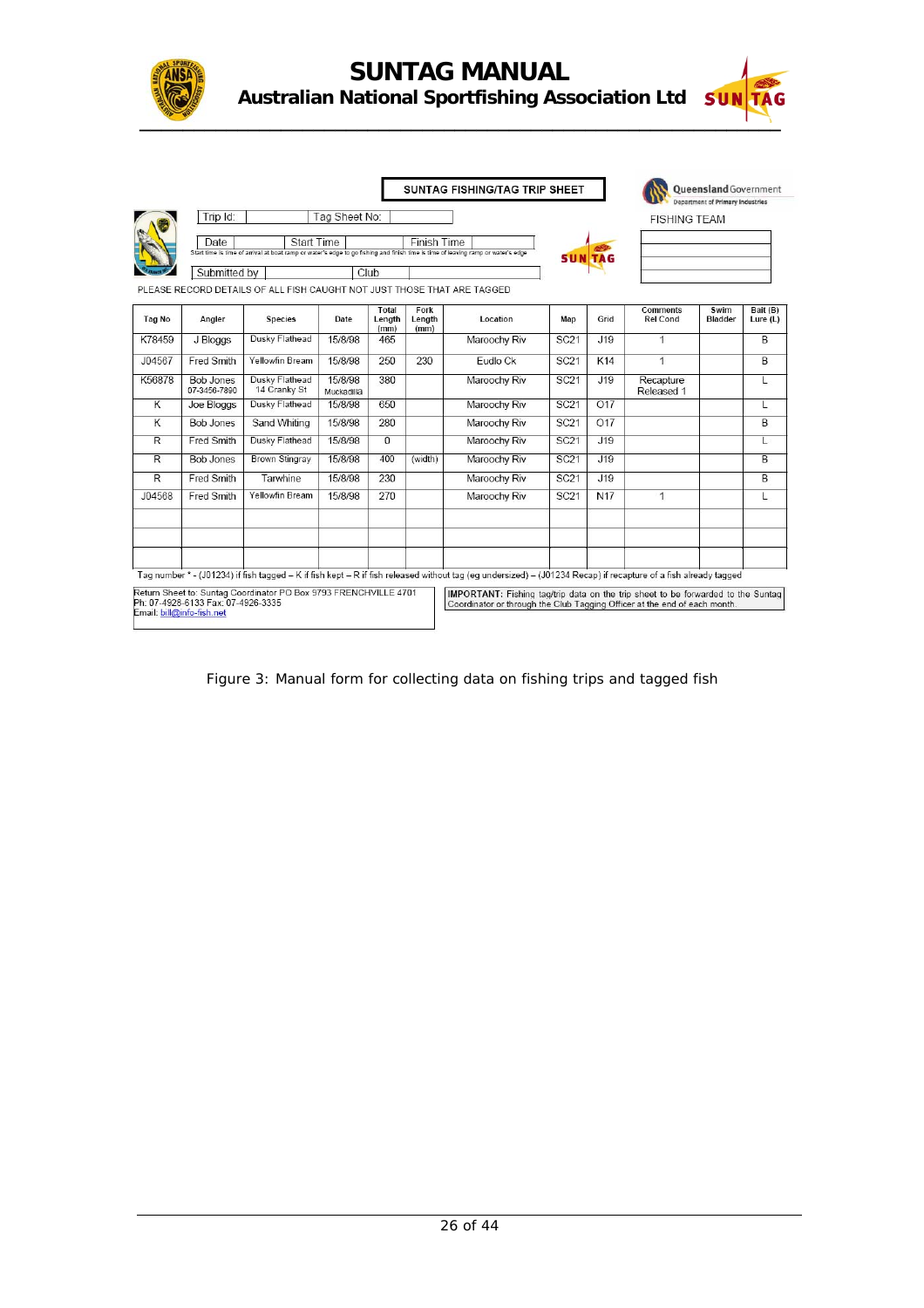**SUNTAG FISHING/TAG TRIP SHEET**

Queensland Government
Department of Primary Industries

Trip Id: Tag Sheet No:

FISHING TEAM

Date Start Time Finish Time

Start time is time of arrival at boat ramp or water's edge to go fishing and finish time is time of leaving ramp or water's edge

Submitted by Club

PLEASE RECORD DETAILS OF ALL FISH CAUGHT NOT JUST THOSE THAT ARE TAGGED

| Tag No | Angler | Species | Date | Total Length (mm) | Fork Length (mm) | Location | Map | Grid | Comments Rel Cond | Swim Bladder | Bait (B) Lure (L) |
|---|---|---|---|---|---|---|---|---|---|---|---|
| K78459 | J Bloggs | Dusky Flathead | 15/8/98 | 465 | | Maroochy Riv | SC21 | J19 | 1 | | B |
| J04567 | Fred Smith | Yellowfin Bream | 15/8/98 | 250 | 230 | Eudlo Ck | SC21 | K14 | 1 | | B |
| K56878 | Bob Jones 07-3456-7890 | Dusky Flathead 14 Cranky St | 15/8/98 Muckadilla | 380 | | Maroochy Riv | SC21 | J19 | Recapture Released 1 | | L |
| K | Joe Bloggs | Dusky Flathead | 15/8/98 | 650 | | Maroochy Riv | SC21 | O17 | | | L |
| K | Bob Jones | Sand Whiting | 15/8/98 | 280 | | Maroochy Riv | SC21 | O17 | | | B |
| R | Fred Smith | Dusky Flathead | 15/8/98 | 0 | | Maroochy Riv | SC21 | J19 | | | L |
| R | Bob Jones | Brown Stingray | 15/8/98 | 400 | (width) | Maroochy Riv | SC21 | J19 | | | B |
| R | Fred Smith | Tarwhine | 15/8/98 | 230 | | Maroochy Riv | SC21 | J19 | | | B |
| J04568 | Fred Smith | Yellowfin Bream | 15/8/98 | 270 | | Maroochy Riv | SC21 | N17 | 1 | | L |
| | | | | | | | | | | | |
| | | | | | | | | | | | |
| | | | | | | | | | | | |

Tag number * - (J01234) if fish tagged – K if fish kept – R if fish released without tag (eg undersized) – (J01234 Recap) if recapture of a fish already tagged

Return Sheet to: Suntag Coordinator PO Box 9793 FRENCHVILLE 4701
Ph: 07-4928-6133 Fax: 07-4926-3335
Email: bill@info-fish.net

**IMPORTANT:** Fishing tag/trip data on the trip sheet to be forwarded to the Suntag Coordinator or through the Club Tagging Officer at the end of each month.

Figure 3: Manual form for collecting data on fishing trips and tagged fish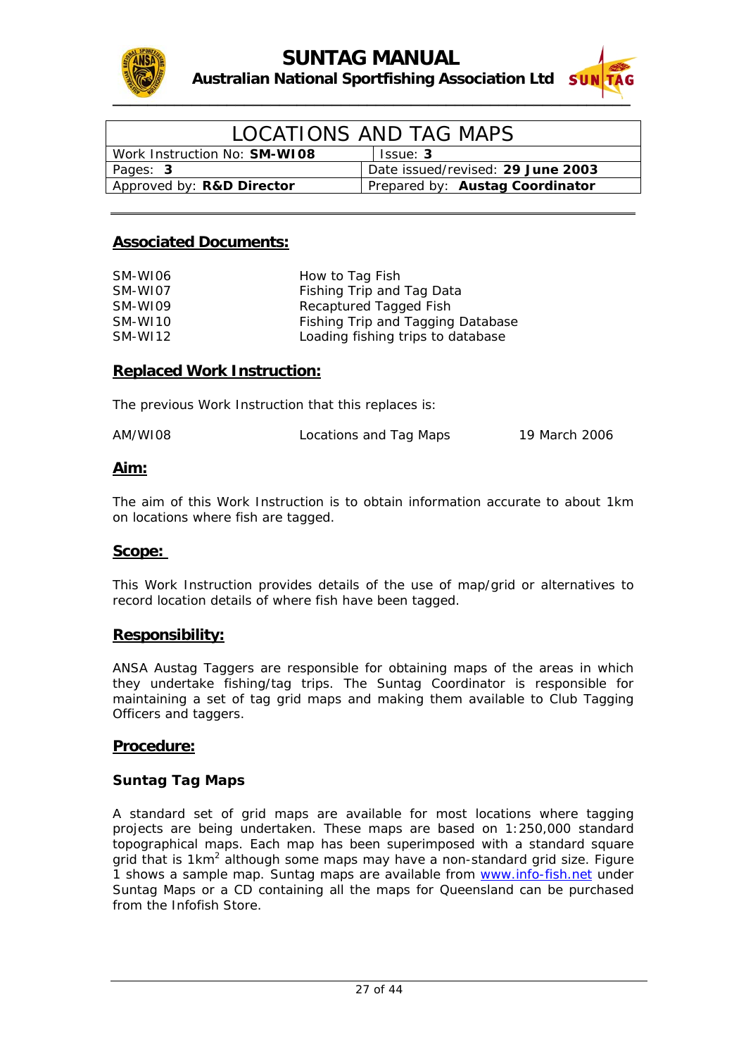# LOCATIONS AND TAG MAPS

| Work Instruction No: **SM-WI08** | Issue: **3** |
|---|---|
| Pages: **3** | Date issued/revised: **29 June 2003** |
| Approved by: **R&D Director** | Prepared by: **Austag Coordinator** |

## Associated Documents:

| | |
|---|---|
| SM-WI06 | How to Tag Fish |
| SM-WI07 | Fishing Trip and Tag Data |
| SM-WI09 | Recaptured Tagged Fish |
| SM-WI10 | Fishing Trip and Tagging Database |
| SM-WI12 | Loading fishing trips to database |

## Replaced Work Instruction:

The previous Work Instruction that this replaces is:

| | | |
|---|---|---|
| AM/WI08 | Locations and Tag Maps | 19 March 2006 |

## Aim:

The aim of this Work Instruction is to obtain information accurate to about 1km on locations where fish are tagged.

## Scope:

This Work Instruction provides details of the use of map/grid or alternatives to record location details of where fish have been tagged.

## Responsibility:

ANSA Austag Taggers are responsible for obtaining maps of the areas in which they undertake fishing/tag trips. The Suntag Coordinator is responsible for maintaining a set of tag grid maps and making them available to Club Tagging Officers and taggers.

## Procedure:

### Suntag Tag Maps

A standard set of grid maps are available for most locations where tagging projects are being undertaken. These maps are based on 1:250,000 standard topographical maps. Each map has been superimposed with a standard square grid that is $1km^2$ although some maps may have a non-standard grid size. Figure 1 shows a sample map. Suntag maps are available from [www.info-fish.net](http://www.info-fish.net) under Suntag Maps or a CD containing all the maps for Queensland can be purchased from the Infofish Store.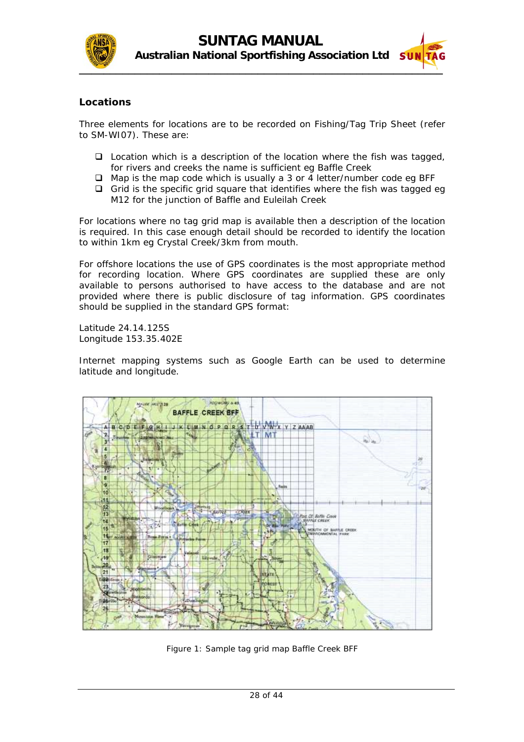## Locations

Three elements for locations are to be recorded on Fishing/Tag Trip Sheet (refer to SM-WI07). These are:

- Location which is a description of the location where the fish was tagged, for rivers and creeks the name is sufficient eg Baffle Creek
- Map is the map code which is usually a 3 or 4 letter/number code eg BFF
- Grid is the specific grid square that identifies where the fish was tagged eg M12 for the junction of Baffle and Euleilah Creek

For locations where no tag grid map is available then a description of the location is required. In this case enough detail should be recorded to identify the location to within 1km eg Crystal Creek/3km from mouth.

For offshore locations the use of GPS coordinates is the most appropriate method for recording location. Where GPS coordinates are supplied these are only available to persons authorised to have access to the database and are not provided where there is public disclosure of tag information. GPS coordinates should be supplied in the standard GPS format:

Latitude 24.14.125S
Longitude 153.35.402E

Internet mapping systems such as Google Earth can be used to determine latitude and longitude.

Figure 1: Sample tag grid map Baffle Creek BFF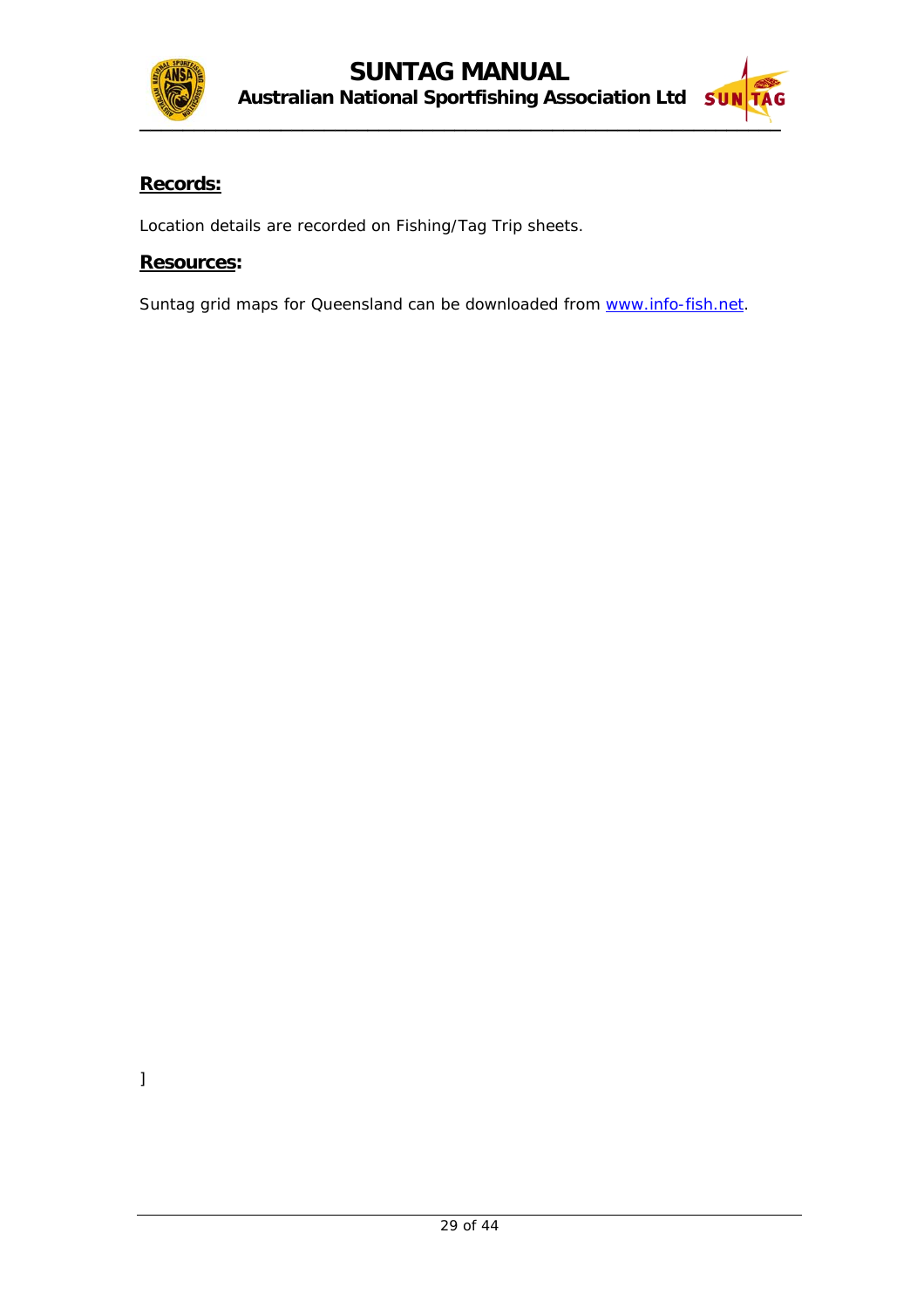## **Records:**

Location details are recorded on Fishing/Tag Trip sheets.

## **Resources:**

Suntag grid maps for Queensland can be downloaded from [www.info-fish.net](http://www.info-fish.net).

]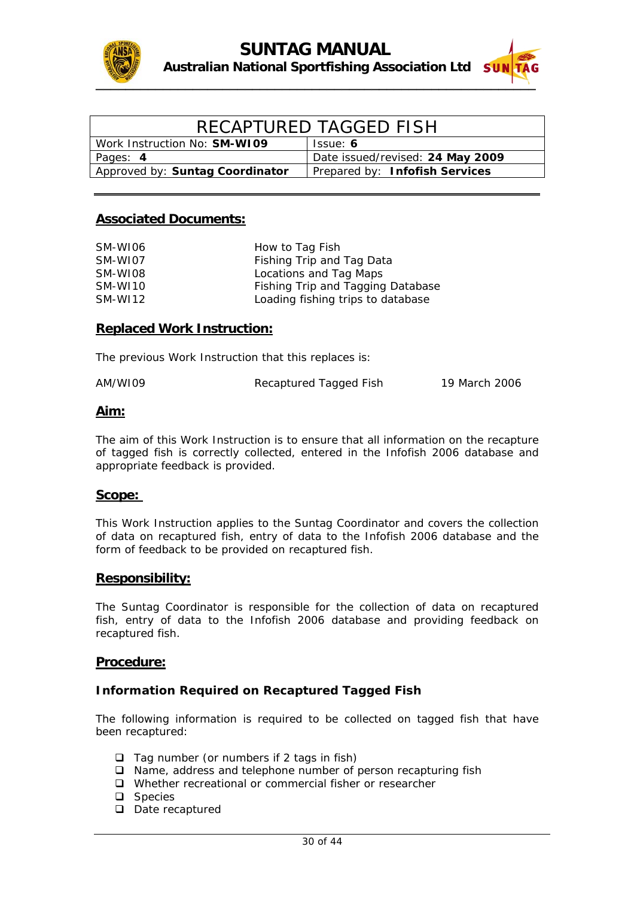# RECAPTURED TAGGED FISH

| Work Instruction No: **SM-WI09** | Issue: **6** |
|---|---|
| Pages: **4** | Date issued/revised: **24 May 2009** |
| Approved by: **Suntag Coordinator** | Prepared by: **Infofish Services** |

## Associated Documents:

| | |
|---|---|
| SM-WI06 | How to Tag Fish |
| SM-WI07 | Fishing Trip and Tag Data |
| SM-WI08 | Locations and Tag Maps |
| SM-WI10 | Fishing Trip and Tagging Database |
| SM-WI12 | Loading fishing trips to database |

## Replaced Work Instruction:

The previous Work Instruction that this replaces is:

| | | |
|---|---|---|
| AM/WI09 | Recaptured Tagged Fish | 19 March 2006 |

## Aim:

The aim of this Work Instruction is to ensure that all information on the recapture of tagged fish is correctly collected, entered in the Infofish 2006 database and appropriate feedback is provided.

## Scope:

This Work Instruction applies to the Suntag Coordinator and covers the collection of data on recaptured fish, entry of data to the Infofish 2006 database and the form of feedback to be provided on recaptured fish.

## Responsibility:

The Suntag Coordinator is responsible for the collection of data on recaptured fish, entry of data to the Infofish 2006 database and providing feedback on recaptured fish.

## Procedure:

### Information Required on Recaptured Tagged Fish

The following information is required to be collected on tagged fish that have been recaptured:

- Tag number (or numbers if 2 tags in fish)
- Name, address and telephone number of person recapturing fish
- Whether recreational or commercial fisher or researcher
- Species
- Date recaptured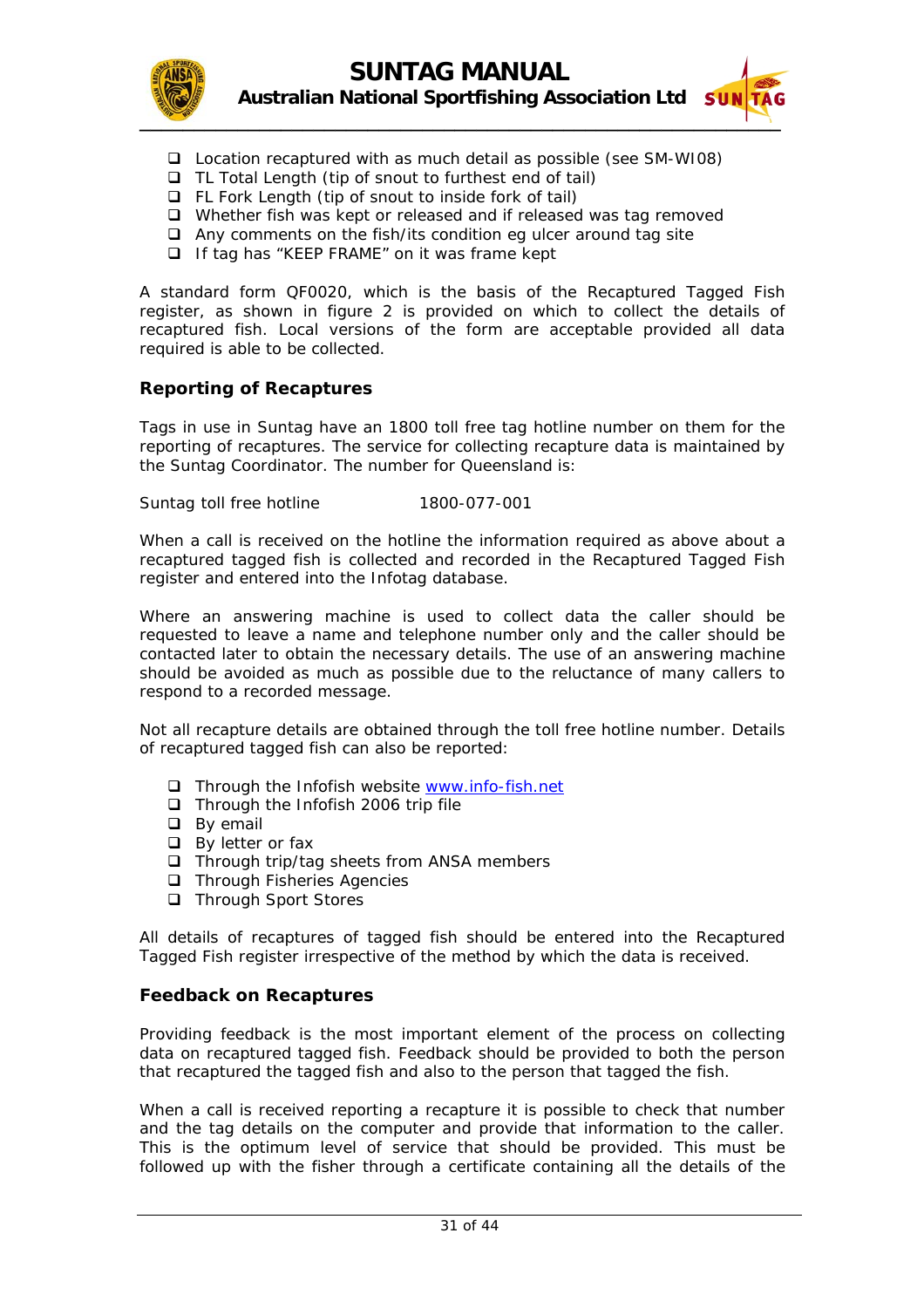- Location recaptured with as much detail as possible (see SM-WI08)
- TL Total Length (tip of snout to furthest end of tail)
- FL Fork Length (tip of snout to inside fork of tail)
- Whether fish was kept or released and if released was tag removed
- Any comments on the fish/its condition eg ulcer around tag site
- If tag has "KEEP FRAME" on it was frame kept

A standard form QF0020, which is the basis of the Recaptured Tagged Fish register, as shown in figure 2 is provided on which to collect the details of recaptured fish. Local versions of the form are acceptable provided all data required is able to be collected.

### Reporting of Recaptures

Tags in use in Suntag have an 1800 toll free tag hotline number on them for the reporting of recaptures. The service for collecting recapture data is maintained by the Suntag Coordinator. The number for Queensland is:

Suntag toll free hotline 1800-077-001

When a call is received on the hotline the information required as above about a recaptured tagged fish is collected and recorded in the Recaptured Tagged Fish register and entered into the Infotag database.

Where an answering machine is used to collect data the caller should be requested to leave a name and telephone number only and the caller should be contacted later to obtain the necessary details. The use of an answering machine should be avoided as much as possible due to the reluctance of many callers to respond to a recorded message.

Not all recapture details are obtained through the toll free hotline number. Details of recaptured tagged fish can also be reported:

- Through the Infofish website www.info-fish.net
- Through the Infofish 2006 trip file
- By email
- By letter or fax
- Through trip/tag sheets from ANSA members
- Through Fisheries Agencies
- Through Sport Stores

All details of recaptures of tagged fish should be entered into the Recaptured Tagged Fish register irrespective of the method by which the data is received.

### Feedback on Recaptures

Providing feedback is the most important element of the process on collecting data on recaptured tagged fish. Feedback should be provided to both the person that recaptured the tagged fish and also to the person that tagged the fish.

When a call is received reporting a recapture it is possible to check that number and the tag details on the computer and provide that information to the caller. This is the optimum level of service that should be provided. This must be followed up with the fisher through a certificate containing all the details of the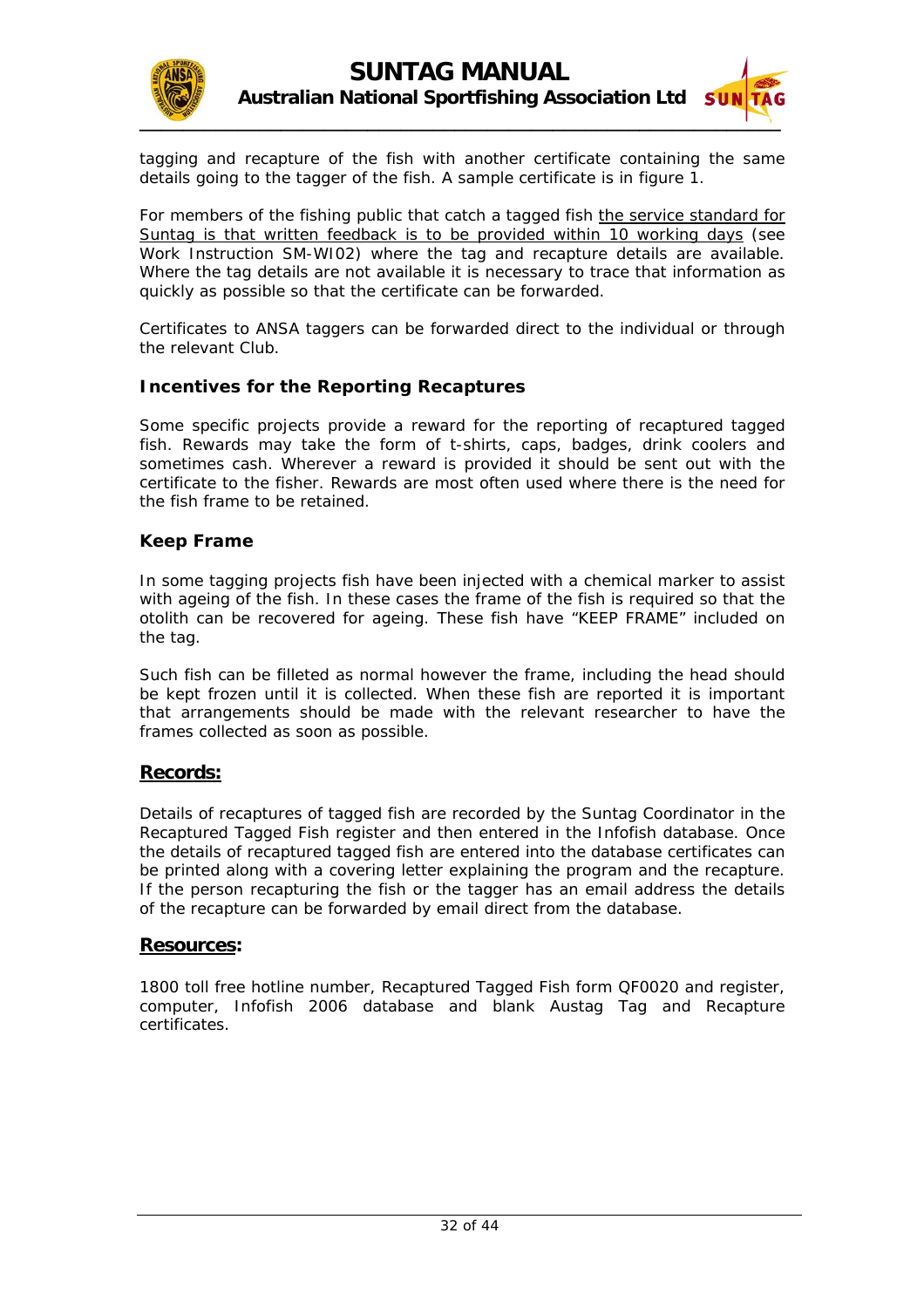tagging and recapture of the fish with another certificate containing the same details going to the tagger of the fish. A sample certificate is in figure 1.

For members of the fishing public that catch a tagged fish <u>the service standard for Suntag is that written feedback is to be provided within 10 working days</u> (see Work Instruction SM-WI02) where the tag and recapture details are available. Where the tag details are not available it is necessary to trace that information as quickly as possible so that the certificate can be forwarded.

Certificates to ANSA taggers can be forwarded direct to the individual or through the relevant Club.

### Incentives for the Reporting Recaptures

Some specific projects provide a reward for the reporting of recaptured tagged fish. Rewards may take the form of t-shirts, caps, badges, drink coolers and sometimes cash. Wherever a reward is provided it should be sent out with the certificate to the fisher. Rewards are most often used where there is the need for the fish frame to be retained.

### Keep Frame

In some tagging projects fish have been injected with a chemical marker to assist with ageing of the fish. In these cases the frame of the fish is required so that the otolith can be recovered for ageing. These fish have "KEEP FRAME" included on the tag.

Such fish can be filleted as normal however the frame, including the head should be kept frozen until it is collected. When these fish are reported it is important that arrangements should be made with the relevant researcher to have the frames collected as soon as possible.

## <u>Records:</u>

Details of recaptures of tagged fish are recorded by the Suntag Coordinator in the Recaptured Tagged Fish register and then entered in the Infofish database. Once the details of recaptured tagged fish are entered into the database certificates can be printed along with a covering letter explaining the program and the recapture. If the person recapturing the fish or the tagger has an email address the details of the recapture can be forwarded by email direct from the database.

## <u>Resources</u>:

1800 toll free hotline number, Recaptured Tagged Fish form QF0020 and register, computer, Infofish 2006 database and blank Austag Tag and Recapture certificates.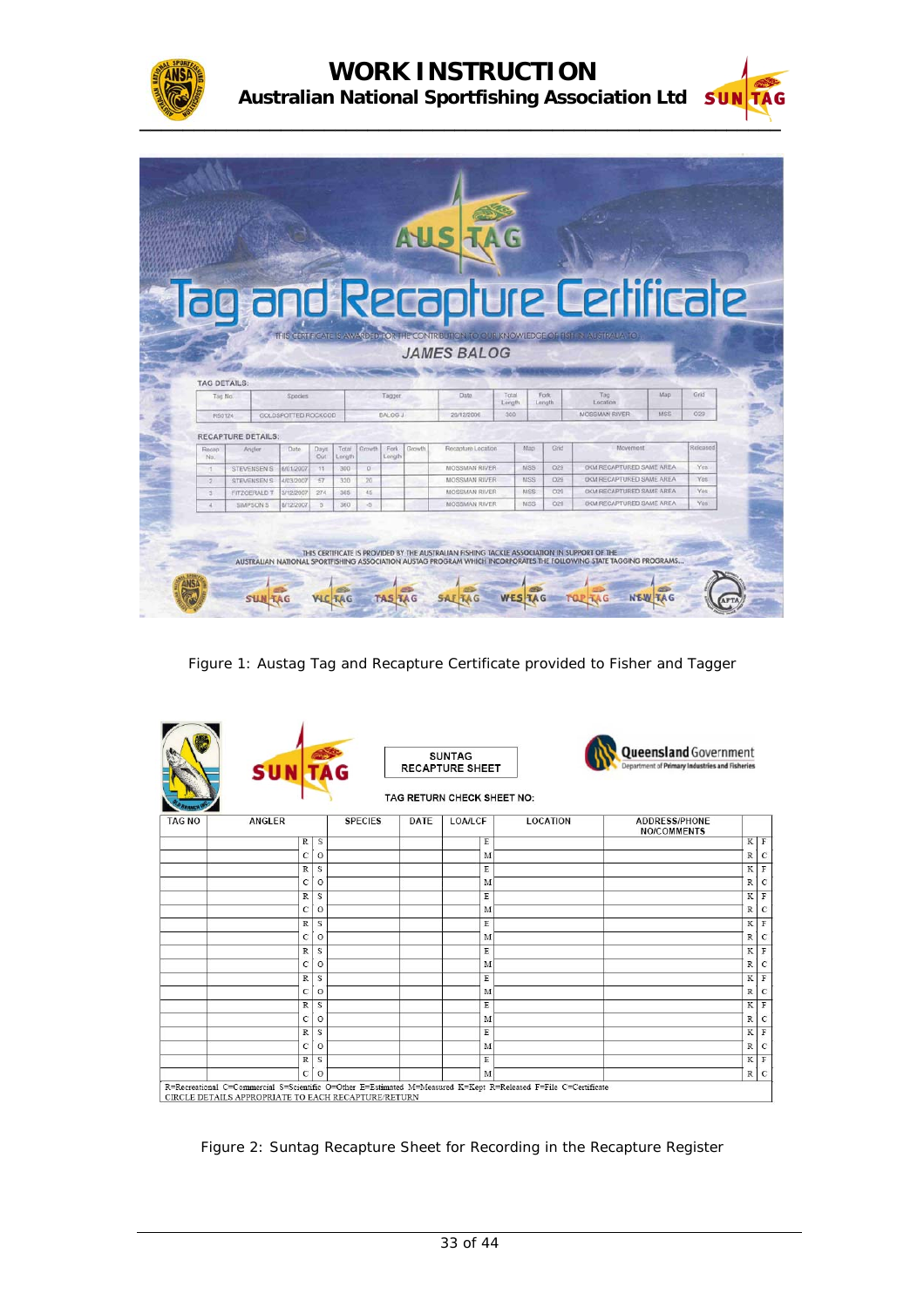AUSTAG

# Tag and Recapture Certificate

THIS CERTIFICATE IS AWARDED FOR THE CONTRIBUTION TO OUR KNOWLEDGE OF FISH IN AUSTRALIA TO:

***JAMES BALOG***

TAG DETAILS:

| Tag No. | Species | Tagger | Date | Total Length | Fork Length | Tag Location | Map | Grid |
|---|---|---|---|---|---|---|---|---|
| RS0124 | GOLDSPOTTED ROCKCOD | BALOG J | 25/12/2006 | 300 | | MOSSMAN RIVER | MSS | O29 |

RECAPTURE DETAILS:

| Recap No. | Angler | Date | Days Out | Total Length | Growth | Fork Length | Growth | Recapture Location | Map | Grid | Movement | Released |
|---|---|---|---|---|---|---|---|---|---|---|---|---|
| 1 | STEVENSEN S | 6/01/2007 | 11 | 300 | 0 | | | MOSSMAN RIVER | MSS | O29 | 0KM RECAPTURED SAME AREA | Yes |
| 2 | STEVENSEN S | 4/03/2007 | 57 | 330 | 30 | | | MOSSMAN RIVER | MSS | O29 | 0KM RECAPTURED SAME AREA | Yes |
| 3 | FITZGERALD T | 3/12/2007 | 274 | 345 | 15 | | | MOSSMAN RIVER | MSS | O29 | 0KM RECAPTURED SAME AREA | Yes |
| 4 | SIMPSON S | 8/12/2007 | 5 | 340 | -5 | | | MOSSMAN RIVER | MSS | O29 | 0KM RECAPTURED SAME AREA | Yes |

THIS CERTIFICATE IS PROVIDED BY THE AUSTRALIAN FISHING TACKLE ASSOCIATION IN SUPPORT OF THE AUSTRALIAN NATIONAL SPORTFISHING ASSOCIATION AUSTAG PROGRAM WHICH INCORPORATES THE FOLLOWING STATE TAGGING PROGRAMS...

SUNTAG VICTAG TASTAG SAFTAG WESTAG TOPTAG NEWTAG

Figure 1: Austag Tag and Recapture Certificate provided to Fisher and Tagger

SUNTAG RECAPTURE SHEET

Queensland Government – Department of Primary Industries and Fisheries

TAG RETURN CHECK SHEET NO:

| TAG NO | ANGLER | | | SPECIES | DATE | LOA/LCF | | LOCATION | ADDRESS/PHONE NO/COMMENTS | | |
|---|---|---|---|---|---|---|---|---|---|---|---|
| | | R | S | | | | E | | | K | F |
| | | C | O | | | | M | | | R | C |
| | | R | S | | | | E | | | K | F |
| | | C | O | | | | M | | | R | C |
| | | R | S | | | | E | | | K | F |
| | | C | O | | | | M | | | R | C |
| | | R | S | | | | E | | | K | F |
| | | C | O | | | | M | | | R | C |
| | | R | S | | | | E | | | K | F |
| | | C | O | | | | M | | | R | C |
| | | R | S | | | | E | | | K | F |
| | | C | O | | | | M | | | R | C |
| | | R | S | | | | E | | | K | F |
| | | C | O | | | | M | | | R | C |
| | | R | S | | | | E | | | K | F |
| | | C | O | | | | M | | | R | C |
| | | R | S | | | | E | | | K | F |
| | | C | O | | | | M | | | R | C |

R=Recreational C=Commercial S=Scientific O=Other E=Estimated M=Measured K=Kept R=Released F=File C=Certificate
CIRCLE DETAILS APPROPRIATE TO EACH RECAPTURE/RETURN

Figure 2: Suntag Recapture Sheet for Recording in the Recapture Register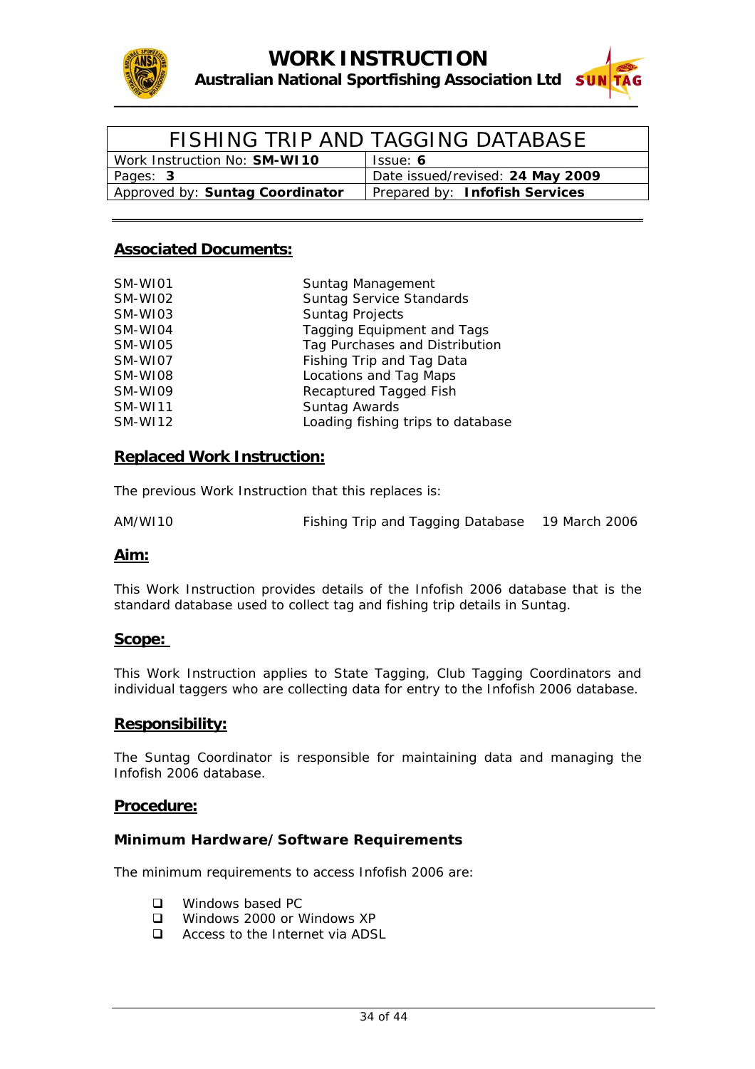# FISHING TRIP AND TAGGING DATABASE

| Work Instruction No: **SM-WI10** | Issue: **6** |
| --- | --- |
| Pages: **3** | Date issued/revised: **24 May 2009** |
| Approved by: **Suntag Coordinator** | Prepared by: **Infofish Services** |

## Associated Documents:

| | |
| --- | --- |
| SM-WI01 | Suntag Management |
| SM-WI02 | Suntag Service Standards |
| SM-WI03 | Suntag Projects |
| SM-WI04 | Tagging Equipment and Tags |
| SM-WI05 | Tag Purchases and Distribution |
| SM-WI07 | Fishing Trip and Tag Data |
| SM-WI08 | Locations and Tag Maps |
| SM-WI09 | Recaptured Tagged Fish |
| SM-WI11 | Suntag Awards |
| SM-WI12 | Loading fishing trips to database |

## Replaced Work Instruction:

The previous Work Instruction that this replaces is:

AM/WI10 Fishing Trip and Tagging Database 19 March 2006

## Aim:

This Work Instruction provides details of the Infofish 2006 database that is the standard database used to collect tag and fishing trip details in Suntag.

## Scope:

This Work Instruction applies to State Tagging, Club Tagging Coordinators and individual taggers who are collecting data for entry to the Infofish 2006 database.

## Responsibility:

The Suntag Coordinator is responsible for maintaining data and managing the Infofish 2006 database.

## Procedure:

### Minimum Hardware/Software Requirements

The minimum requirements to access Infofish 2006 are:

- Windows based PC
- Windows 2000 or Windows XP
- Access to the Internet via ADSL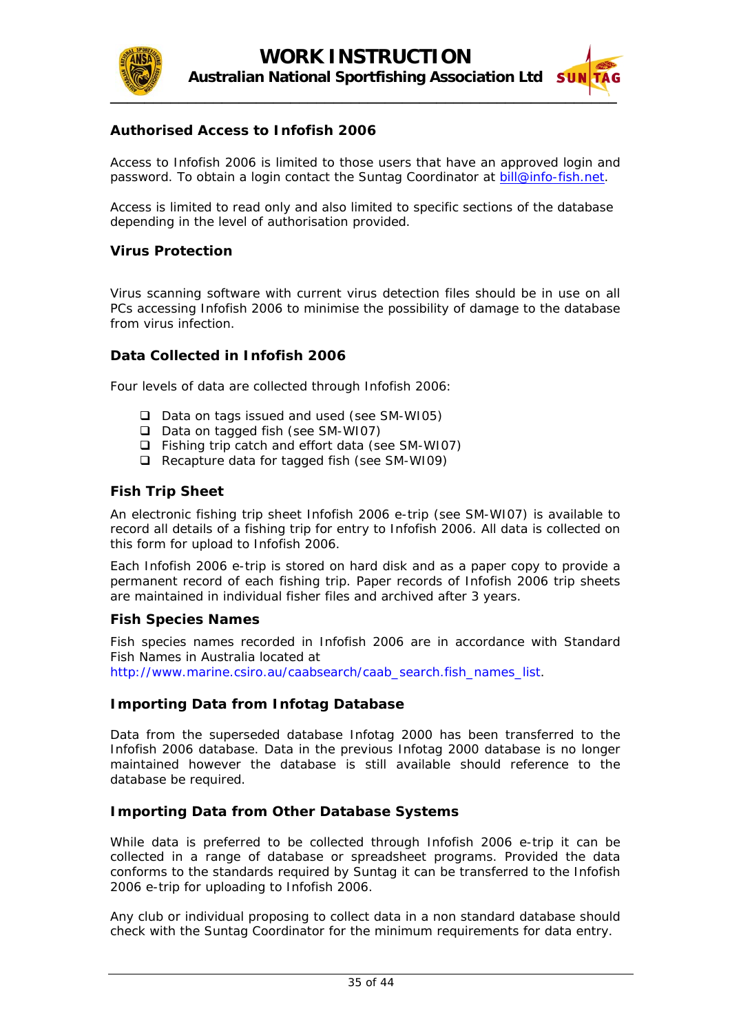## Authorised Access to Infofish 2006

Access to Infofish 2006 is limited to those users that have an approved login and password. To obtain a login contact the Suntag Coordinator at bill@info-fish.net.

Access is limited to read only and also limited to specific sections of the database depending in the level of authorisation provided.

## Virus Protection

Virus scanning software with current virus detection files should be in use on all PCs accessing Infofish 2006 to minimise the possibility of damage to the database from virus infection.

## Data Collected in Infofish 2006

Four levels of data are collected through Infofish 2006:

- Data on tags issued and used (see SM-WI05)
- Data on tagged fish (see SM-WI07)
- Fishing trip catch and effort data (see SM-WI07)
- Recapture data for tagged fish (see SM-WI09)

## Fish Trip Sheet

An electronic fishing trip sheet Infofish 2006 e-trip (see SM-WI07) is available to record all details of a fishing trip for entry to Infofish 2006. All data is collected on this form for upload to Infofish 2006.

Each Infofish 2006 e-trip is stored on hard disk and as a paper copy to provide a permanent record of each fishing trip. Paper records of Infofish 2006 trip sheets are maintained in individual fisher files and archived after 3 years.

## Fish Species Names

Fish species names recorded in Infofish 2006 are in accordance with Standard Fish Names in Australia located at http://www.marine.csiro.au/caabsearch/caab_search.fish_names_list.

## Importing Data from Infotag Database

Data from the superseded database Infotag 2000 has been transferred to the Infofish 2006 database. Data in the previous Infotag 2000 database is no longer maintained however the database is still available should reference to the database be required.

## Importing Data from Other Database Systems

While data is preferred to be collected through Infofish 2006 e-trip it can be collected in a range of database or spreadsheet programs. Provided the data conforms to the standards required by Suntag it can be transferred to the Infofish 2006 e-trip for uploading to Infofish 2006.

Any club or individual proposing to collect data in a non standard database should check with the Suntag Coordinator for the minimum requirements for data entry.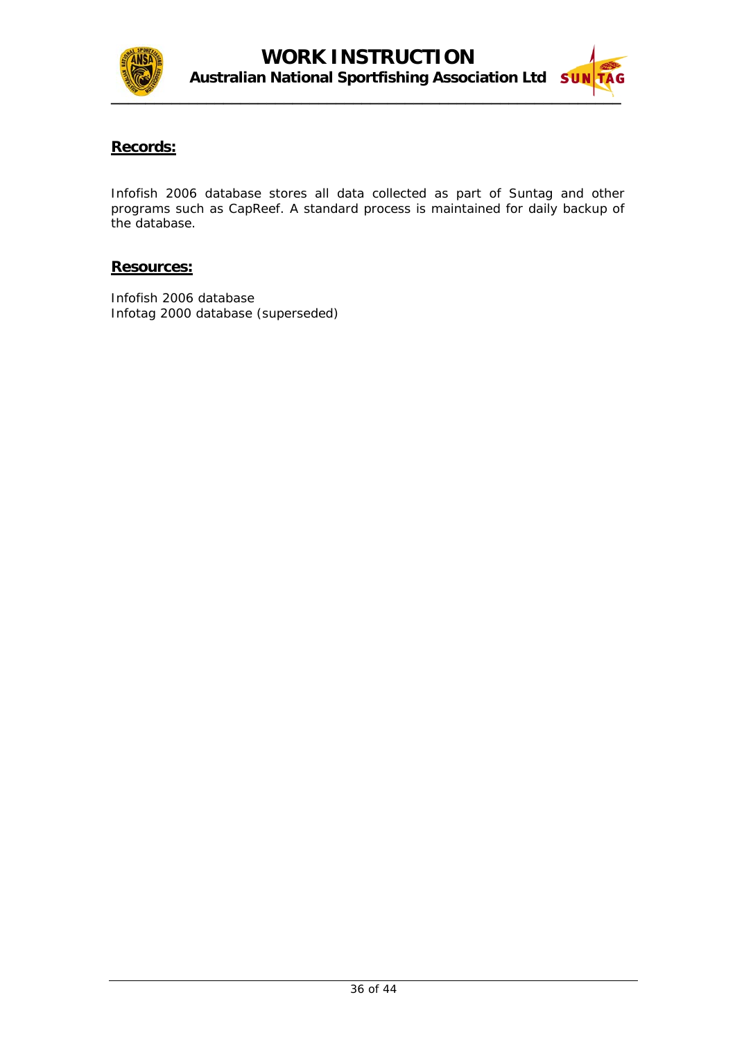## Records:

Infofish 2006 database stores all data collected as part of Suntag and other programs such as CapReef. A standard process is maintained for daily backup of the database.

## Resources:

Infofish 2006 database
Infotag 2000 database (superseded)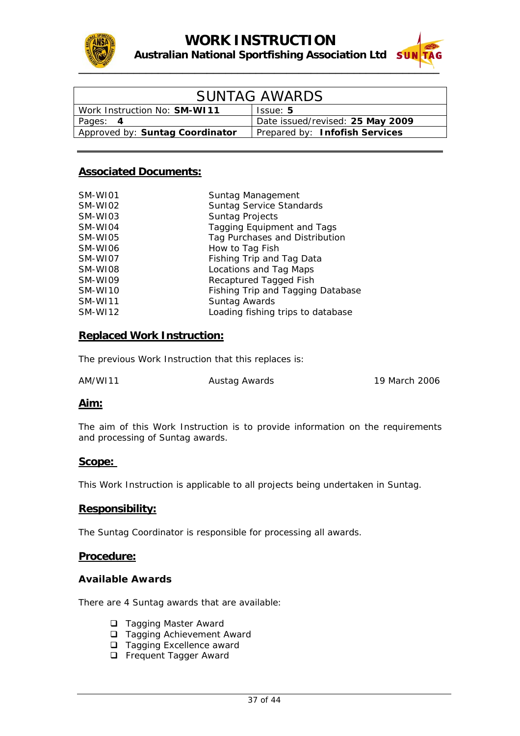# WORK INSTRUCTION

**Australian National Sportfishing Association Ltd**

| SUNTAG AWARDS | |
|---|---|
| Work Instruction No: **SM-WI11** | Issue: **5** |
| Pages: **4** | Date issued/revised: **25 May 2009** |
| Approved by: **Suntag Coordinator** | Prepared by: **Infofish Services** |

## Associated Documents:

| | |
|---|---|
| SM-WI01 | Suntag Management |
| SM-WI02 | Suntag Service Standards |
| SM-WI03 | Suntag Projects |
| SM-WI04 | Tagging Equipment and Tags |
| SM-WI05 | Tag Purchases and Distribution |
| SM-WI06 | How to Tag Fish |
| SM-WI07 | Fishing Trip and Tag Data |
| SM-WI08 | Locations and Tag Maps |
| SM-WI09 | Recaptured Tagged Fish |
| SM-WI10 | Fishing Trip and Tagging Database |
| SM-WI11 | Suntag Awards |
| SM-WI12 | Loading fishing trips to database |

## Replaced Work Instruction:

The previous Work Instruction that this replaces is:

| | | |
|---|---|---|
| AM/WI11 | Austag Awards | 19 March 2006 |

## Aim:

The aim of this Work Instruction is to provide information on the requirements and processing of Suntag awards.

## Scope:

This Work Instruction is applicable to all projects being undertaken in Suntag.

## Responsibility:

The Suntag Coordinator is responsible for processing all awards.

## Procedure:

### Available Awards

There are 4 Suntag awards that are available:

- Tagging Master Award
- Tagging Achievement Award
- Tagging Excellence award
- Frequent Tagger Award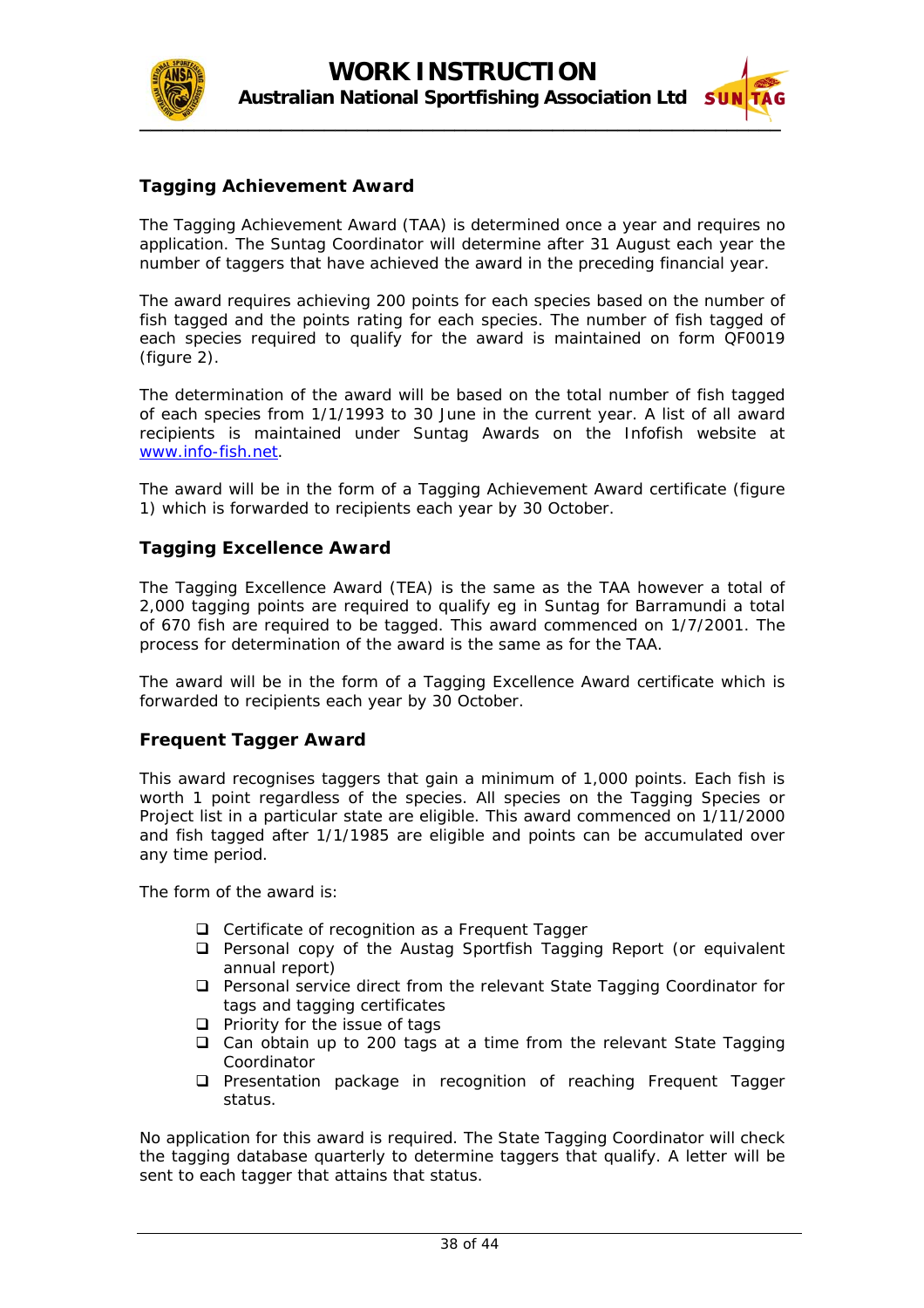## Tagging Achievement Award

The Tagging Achievement Award (TAA) is determined once a year and requires no application. The Suntag Coordinator will determine after 31 August each year the number of taggers that have achieved the award in the preceding financial year.

The award requires achieving 200 points for each species based on the number of fish tagged and the points rating for each species. The number of fish tagged of each species required to qualify for the award is maintained on form QF0019 (figure 2).

The determination of the award will be based on the total number of fish tagged of each species from 1/1/1993 to 30 June in the current year. A list of all award recipients is maintained under Suntag Awards on the Infofish website at www.info-fish.net.

The award will be in the form of a Tagging Achievement Award certificate (figure 1) which is forwarded to recipients each year by 30 October.

## Tagging Excellence Award

The Tagging Excellence Award (TEA) is the same as the TAA however a total of 2,000 tagging points are required to qualify eg in Suntag for Barramundi a total of 670 fish are required to be tagged. This award commenced on 1/7/2001. The process for determination of the award is the same as for the TAA.

The award will be in the form of a Tagging Excellence Award certificate which is forwarded to recipients each year by 30 October.

## Frequent Tagger Award

This award recognises taggers that gain a minimum of 1,000 points. Each fish is worth 1 point regardless of the species. All species on the Tagging Species or Project list in a particular state are eligible. This award commenced on 1/11/2000 and fish tagged after 1/1/1985 are eligible and points can be accumulated over any time period.

The form of the award is:

- Certificate of recognition as a Frequent Tagger
- Personal copy of the Austag Sportfish Tagging Report (or equivalent annual report)
- Personal service direct from the relevant State Tagging Coordinator for tags and tagging certificates
- Priority for the issue of tags
- Can obtain up to 200 tags at a time from the relevant State Tagging Coordinator
- Presentation package in recognition of reaching Frequent Tagger status.

No application for this award is required. The State Tagging Coordinator will check the tagging database quarterly to determine taggers that qualify. A letter will be sent to each tagger that attains that status.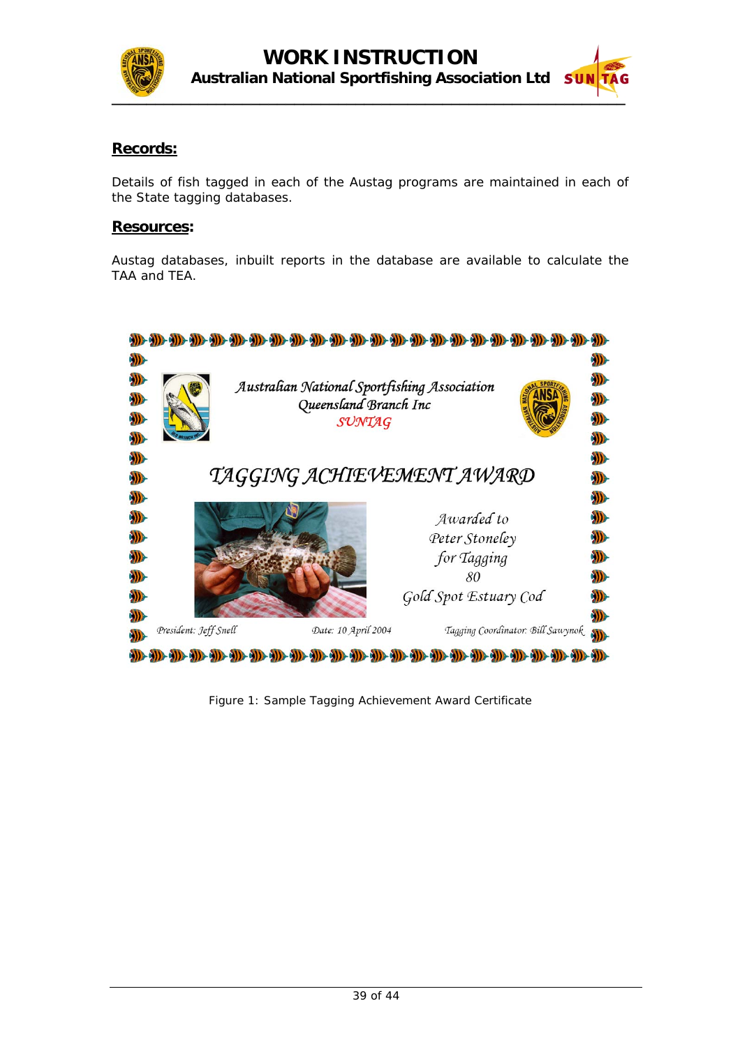## Records:

Details of fish tagged in each of the Austag programs are maintained in each of the State tagging databases.

## Resources:

Austag databases, inbuilt reports in the database are available to calculate the TAA and TEA.

*Australian National Sportfishing Association*
*Queensland Branch Inc*
*SUNTAG*

*TAGGING ACHIEVEMENT AWARD*

*Awarded to*
*Peter Stoneley*
*for Tagging*
*80*
*Gold Spot Estuary Cod*

*President: Jeff Snell* | *Date: 10 April 2004* | *Tagging Coordinator: Bill Sawynok*

Figure 1: Sample Tagging Achievement Award Certificate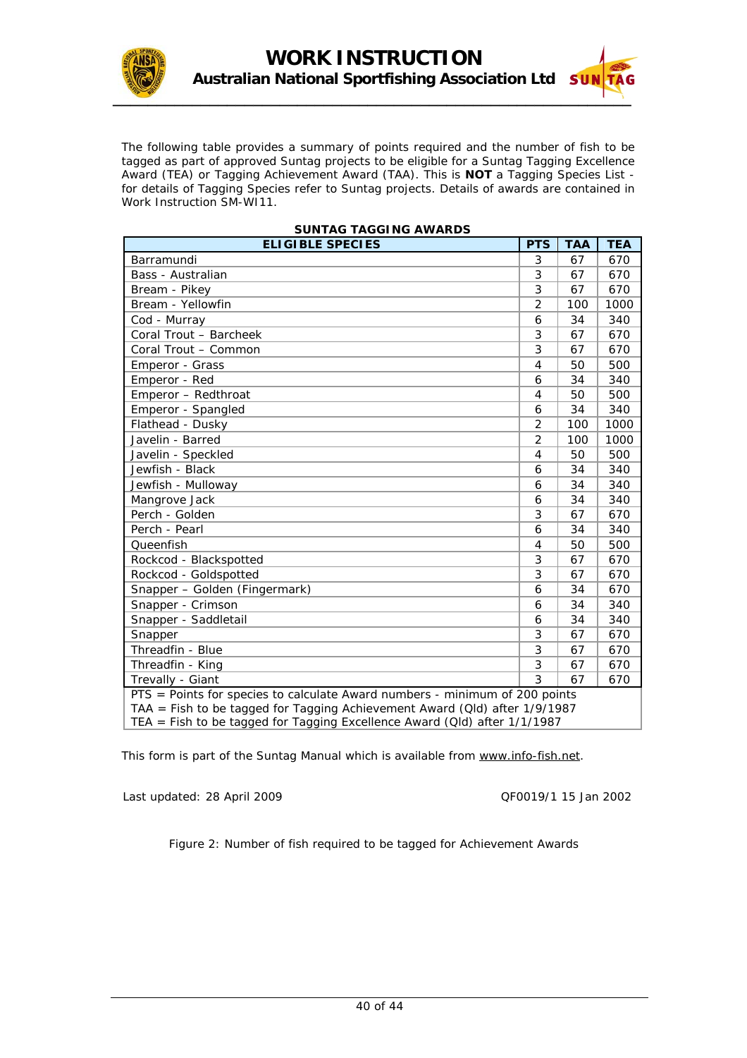# WORK INSTRUCTION

## Australian National Sportfishing Association Ltd

The following table provides a summary of points required and the number of fish to be tagged as part of approved Suntag projects to be eligible for a Suntag Tagging Excellence Award (TEA) or Tagging Achievement Award (TAA). This is **NOT** a Tagging Species List - for details of Tagging Species refer to Suntag projects. Details of awards are contained in Work Instruction SM-WI11.

**SUNTAG TAGGING AWARDS**

| ELIGIBLE SPECIES | PTS | TAA | TEA |
|---|---|---|---|
| Barramundi | 3 | 67 | 670 |
| Bass - Australian | 3 | 67 | 670 |
| Bream - Pikey | 3 | 67 | 670 |
| Bream - Yellowfin | 2 | 100 | 1000 |
| Cod - Murray | 6 | 34 | 340 |
| Coral Trout – Barcheek | 3 | 67 | 670 |
| Coral Trout – Common | 3 | 67 | 670 |
| Emperor - Grass | 4 | 50 | 500 |
| Emperor - Red | 6 | 34 | 340 |
| Emperor – Redthroat | 4 | 50 | 500 |
| Emperor - Spangled | 6 | 34 | 340 |
| Flathead - Dusky | 2 | 100 | 1000 |
| Javelin - Barred | 2 | 100 | 1000 |
| Javelin - Speckled | 4 | 50 | 500 |
| Jewfish - Black | 6 | 34 | 340 |
| Jewfish - Mulloway | 6 | 34 | 340 |
| Mangrove Jack | 6 | 34 | 340 |
| Perch - Golden | 3 | 67 | 670 |
| Perch - Pearl | 6 | 34 | 340 |
| Queenfish | 4 | 50 | 500 |
| Rockcod - Blackspotted | 3 | 67 | 670 |
| Rockcod - Goldspotted | 3 | 67 | 670 |
| Snapper – Golden (Fingermark) | 6 | 34 | 670 |
| Snapper - Crimson | 6 | 34 | 340 |
| Snapper - Saddletail | 6 | 34 | 340 |
| Snapper | 3 | 67 | 670 |
| Threadfin - Blue | 3 | 67 | 670 |
| Threadfin - King | 3 | 67 | 670 |
| Trevally - Giant | 3 | 67 | 670 |

PTS = Points for species to calculate Award numbers - minimum of 200 points
TAA = Fish to be tagged for Tagging Achievement Award (Qld) after 1/9/1987
TEA = Fish to be tagged for Tagging Excellence Award (Qld) after 1/1/1987

This form is part of the Suntag Manual which is available from www.info-fish.net.

Last updated: 28 April 2009

QF0019/1 15 Jan 2002

Figure 2: Number of fish required to be tagged for Achievement Awards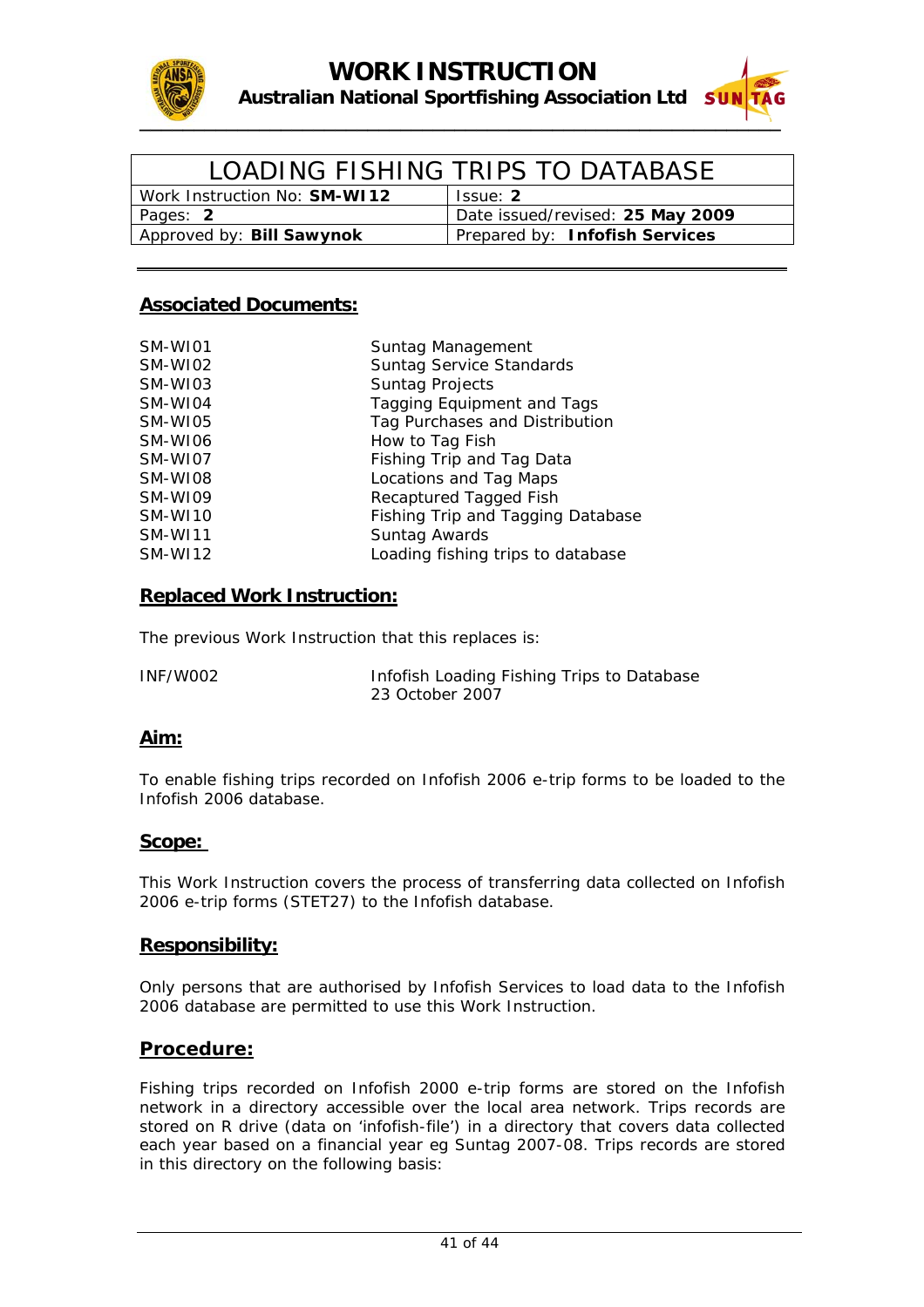# WORK INSTRUCTION

**Australian National Sportfishing Association Ltd**

| LOADING FISHING TRIPS TO DATABASE | |
|---|---|
| Work Instruction No: **SM-WI12** | Issue: **2** |
| Pages: **2** | Date issued/revised: **25 May 2009** |
| Approved by: **Bill Sawynok** | Prepared by: **Infofish Services** |

## Associated Documents:

| | |
|---|---|
| SM-WI01 | Suntag Management |
| SM-WI02 | Suntag Service Standards |
| SM-WI03 | Suntag Projects |
| SM-WI04 | Tagging Equipment and Tags |
| SM-WI05 | Tag Purchases and Distribution |
| SM-WI06 | How to Tag Fish |
| SM-WI07 | Fishing Trip and Tag Data |
| SM-WI08 | Locations and Tag Maps |
| SM-WI09 | Recaptured Tagged Fish |
| SM-WI10 | Fishing Trip and Tagging Database |
| SM-WI11 | Suntag Awards |
| SM-WI12 | Loading fishing trips to database |

## Replaced Work Instruction:

The previous Work Instruction that this replaces is:

| | |
|---|---|
| INF/W002 | Infofish Loading Fishing Trips to Database<br>23 October 2007 |

## Aim:

To enable fishing trips recorded on Infofish 2006 e-trip forms to be loaded to the Infofish 2006 database.

## Scope:

This Work Instruction covers the process of transferring data collected on Infofish 2006 e-trip forms (STET27) to the Infofish database.

## Responsibility:

Only persons that are authorised by Infofish Services to load data to the Infofish 2006 database are permitted to use this Work Instruction.

## Procedure:

Fishing trips recorded on Infofish 2000 e-trip forms are stored on the Infofish network in a directory accessible over the local area network. Trips records are stored on R drive (data on 'infofish-file') in a directory that covers data collected each year based on a financial year eg Suntag 2007-08. Trips records are stored in this directory on the following basis: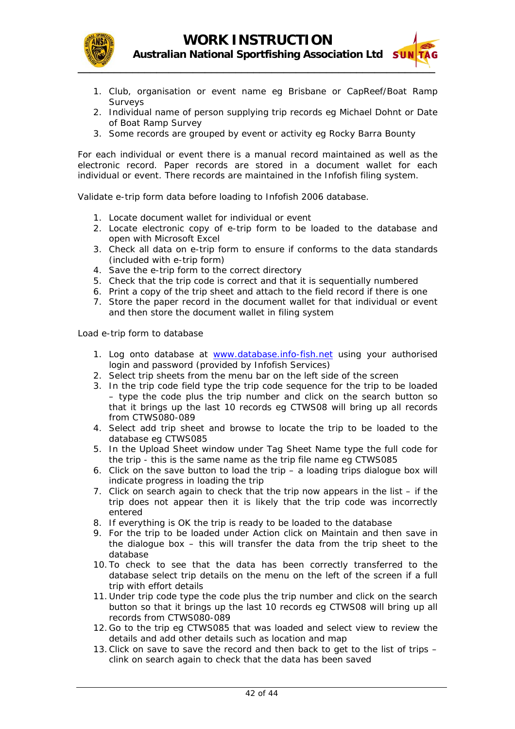1. Club, organisation or event name eg Brisbane or CapReef/Boat Ramp Surveys
2. Individual name of person supplying trip records eg Michael Dohnt or Date of Boat Ramp Survey
3. Some records are grouped by event or activity eg Rocky Barra Bounty

For each individual or event there is a manual record maintained as well as the electronic record. Paper records are stored in a document wallet for each individual or event. There records are maintained in the Infofish filing system.

Validate e-trip form data before loading to Infofish 2006 database.

1. Locate document wallet for individual or event
2. Locate electronic copy of e-trip form to be loaded to the database and open with Microsoft Excel
3. Check all data on e-trip form to ensure if conforms to the data standards (included with e-trip form)
4. Save the e-trip form to the correct directory
5. Check that the trip code is correct and that it is sequentially numbered
6. Print a copy of the trip sheet and attach to the field record if there is one
7. Store the paper record in the document wallet for that individual or event and then store the document wallet in filing system

Load e-trip form to database

1. Log onto database at www.database.info-fish.net using your authorised login and password (provided by Infofish Services)
2. Select trip sheets from the menu bar on the left side of the screen
3. In the trip code field type the trip code sequence for the trip to be loaded – type the code plus the trip number and click on the search button so that it brings up the last 10 records eg CTWS08 will bring up all records from CTWS080-089
4. Select add trip sheet and browse to locate the trip to be loaded to the database eg CTWS085
5. In the Upload Sheet window under Tag Sheet Name type the full code for the trip - this is the same name as the trip file name eg CTWS085
6. Click on the save button to load the trip – a loading trips dialogue box will indicate progress in loading the trip
7. Click on search again to check that the trip now appears in the list – if the trip does not appear then it is likely that the trip code was incorrectly entered
8. If everything is OK the trip is ready to be loaded to the database
9. For the trip to be loaded under Action click on Maintain and then save in the dialogue box – this will transfer the data from the trip sheet to the database
10. To check to see that the data has been correctly transferred to the database select trip details on the menu on the left of the screen if a full trip with effort details
11. Under trip code type the code plus the trip number and click on the search button so that it brings up the last 10 records eg CTWS08 will bring up all records from CTWS080-089
12. Go to the trip eg CTWS085 that was loaded and select view to review the details and add other details such as location and map
13. Click on save to save the record and then back to get to the list of trips – clink on search again to check that the data has been saved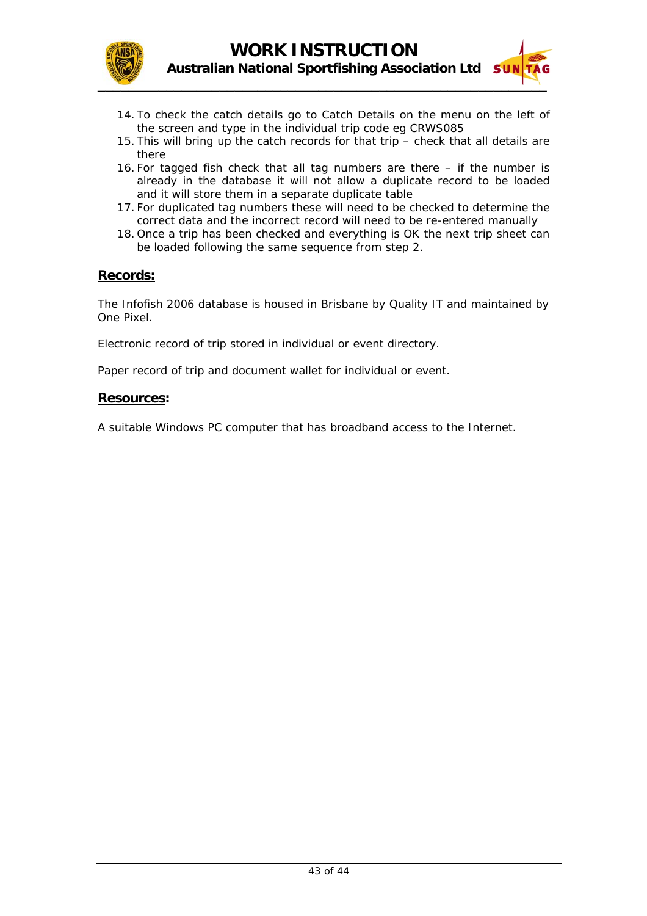14. To check the catch details go to Catch Details on the menu on the left of the screen and type in the individual trip code eg CRWS085
15. This will bring up the catch records for that trip – check that all details are there
16. For tagged fish check that all tag numbers are there – if the number is already in the database it will not allow a duplicate record to be loaded and it will store them in a separate duplicate table
17. For duplicated tag numbers these will need to be checked to determine the correct data and the incorrect record will need to be re-entered manually
18. Once a trip has been checked and everything is OK the next trip sheet can be loaded following the same sequence from step 2.

## Records:

The Infofish 2006 database is housed in Brisbane by Quality IT and maintained by One Pixel.

Electronic record of trip stored in individual or event directory.

Paper record of trip and document wallet for individual or event.

## Resources:

A suitable Windows PC computer that has broadband access to the Internet.